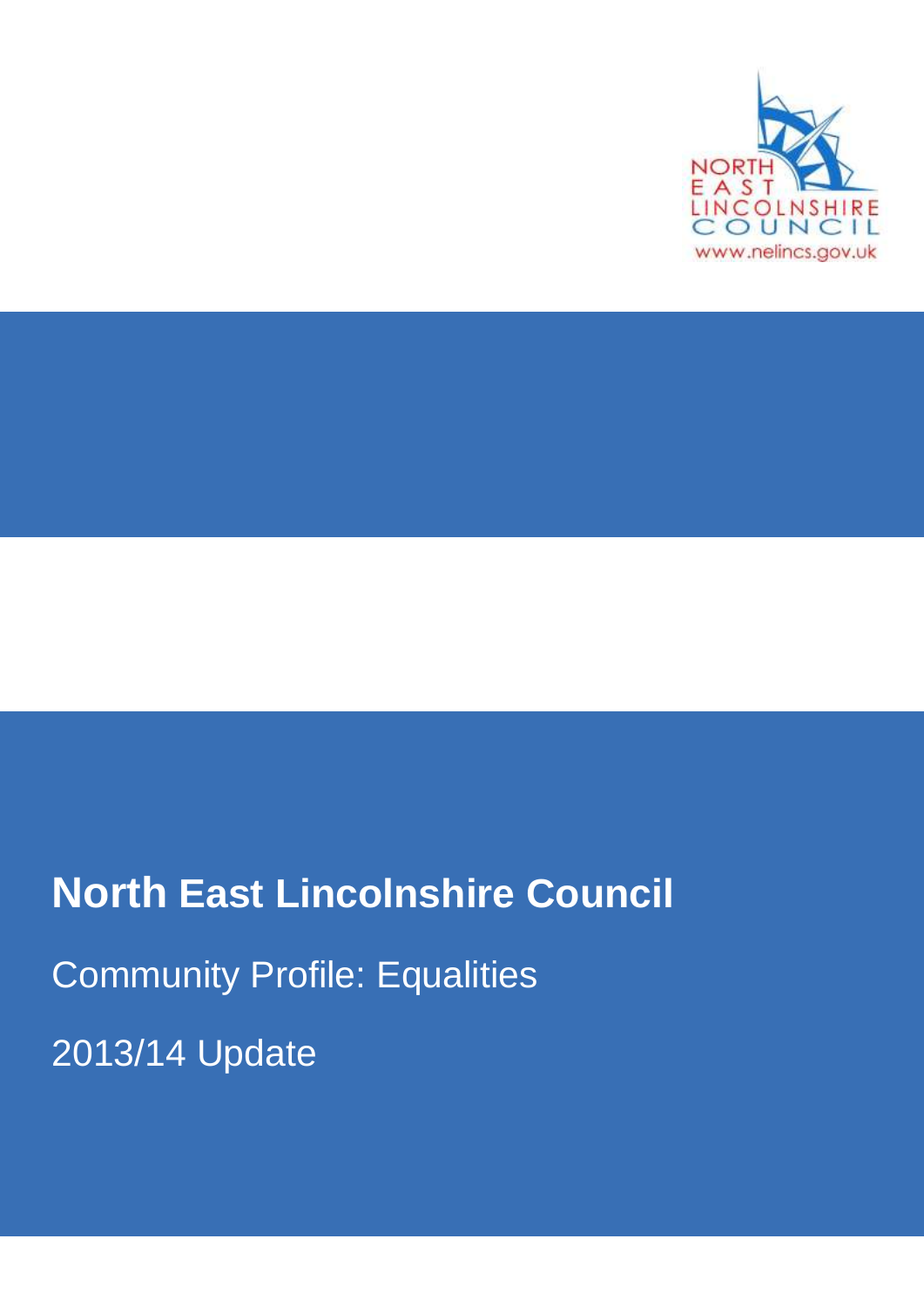NORTH EAST LINCOLNSHIRE COUNCIL
www.nelincs.gov.uk

# North East Lincolnshire Council

Community Profile: Equalities

2013/14 Update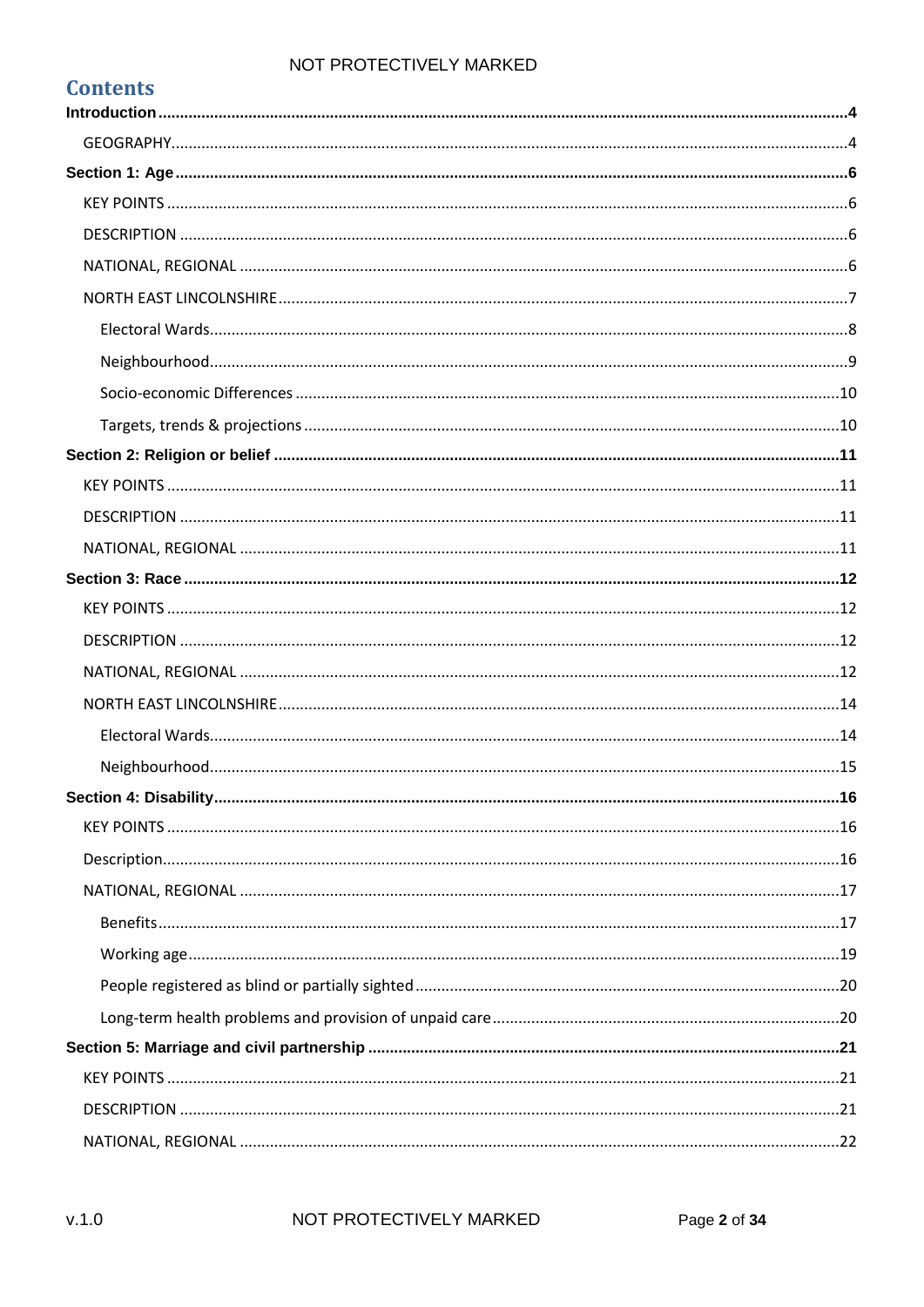# Contents

**Introduction** .......... **4**

- GEOGRAPHY .......... 4

**Section 1: Age** .......... **6**

- KEY POINTS .......... 6
- DESCRIPTION .......... 6
- NATIONAL, REGIONAL .......... 6
- NORTH EAST LINCOLNSHIRE .......... 7
  - Electoral Wards .......... 8
  - Neighbourhood .......... 9
  - Socio-economic Differences .......... 10
  - Targets, trends & projections .......... 10

**Section 2: Religion or belief** .......... **11**

- KEY POINTS .......... 11
- DESCRIPTION .......... 11
- NATIONAL, REGIONAL .......... 11

**Section 3: Race** .......... **12**

- KEY POINTS .......... 12
- DESCRIPTION .......... 12
- NATIONAL, REGIONAL .......... 12
- NORTH EAST LINCOLNSHIRE .......... 14
  - Electoral Wards .......... 14
  - Neighbourhood .......... 15

**Section 4: Disability** .......... **16**

- KEY POINTS .......... 16
- Description .......... 16
- NATIONAL, REGIONAL .......... 17
  - Benefits .......... 17
  - Working age .......... 19
  - People registered as blind or partially sighted .......... 20
  - Long-term health problems and provision of unpaid care .......... 20

**Section 5: Marriage and civil partnership** .......... **21**

- KEY POINTS .......... 21
- DESCRIPTION .......... 21
- NATIONAL, REGIONAL .......... 22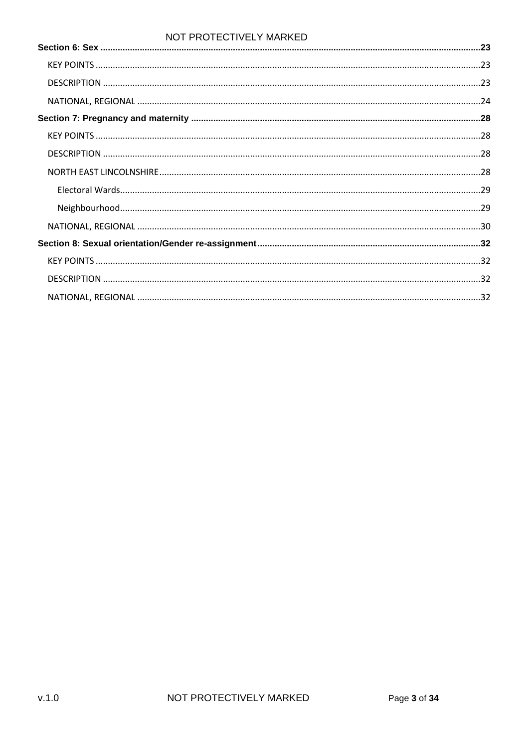Section 6: Sex ....................................................................................................................................................23

KEY POINTS ..........................................................................................................................................23

DESCRIPTION .......................................................................................................................................23

NATIONAL, REGIONAL ..........................................................................................................................24

Section 7: Pregnancy and maternity ..................................................................................................28

KEY POINTS ..........................................................................................................................................28

DESCRIPTION .......................................................................................................................................28

NORTH EAST LINCOLNSHIRE.................................................................................................................28

Electoral Wards.................................................................................................................................29

Neighbourhood.................................................................................................................................29

NATIONAL, REGIONAL ..........................................................................................................................30

Section 8: Sexual orientation/Gender re-assignment........................................................................32

KEY POINTS ..........................................................................................................................................32

DESCRIPTION .......................................................................................................................................32

NATIONAL, REGIONAL ..........................................................................................................................32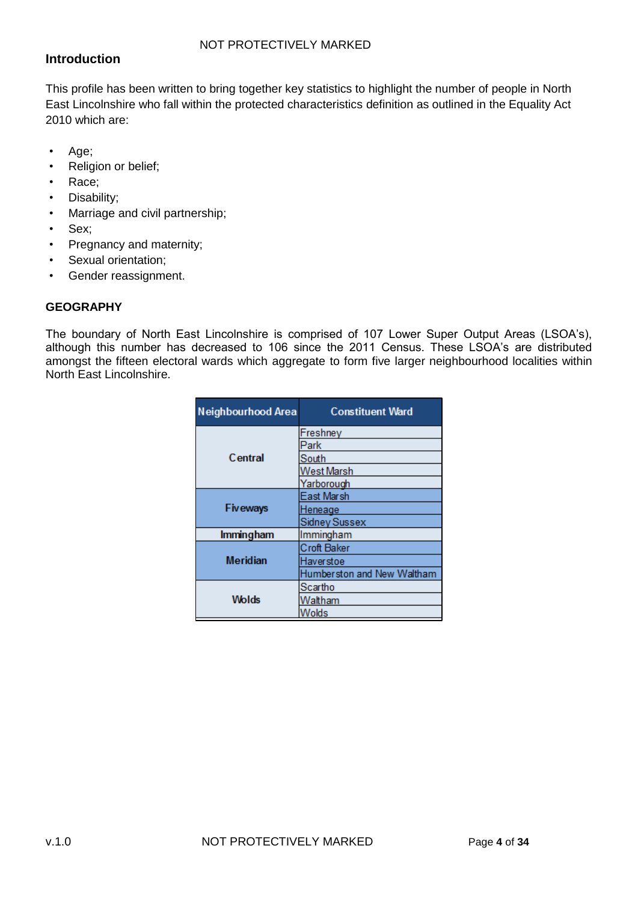## Introduction

This profile has been written to bring together key statistics to highlight the number of people in North East Lincolnshire who fall within the protected characteristics definition as outlined in the Equality Act 2010 which are:

- Age;
- Religion or belief;
- Race;
- Disability;
- Marriage and civil partnership;
- Sex;
- Pregnancy and maternity;
- Sexual orientation;
- Gender reassignment.

## GEOGRAPHY

The boundary of North East Lincolnshire is comprised of 107 Lower Super Output Areas (LSOA's), although this number has decreased to 106 since the 2011 Census. These LSOA's are distributed amongst the fifteen electoral wards which aggregate to form five larger neighbourhood localities within North East Lincolnshire.

| Neighbourhood Area | Constituent Ward |
|---|---|
| Central | Freshney |
| | Park |
| | South |
| | West Marsh |
| | Yarborough |
| Fiveways | East Marsh |
| | Heneage |
| | Sidney Sussex |
| Immingham | Immingham |
| Meridian | Croft Baker |
| | Haverstoe |
| | Humberston and New Waltham |
| Wolds | Scartho |
| | Waltham |
| | Wolds |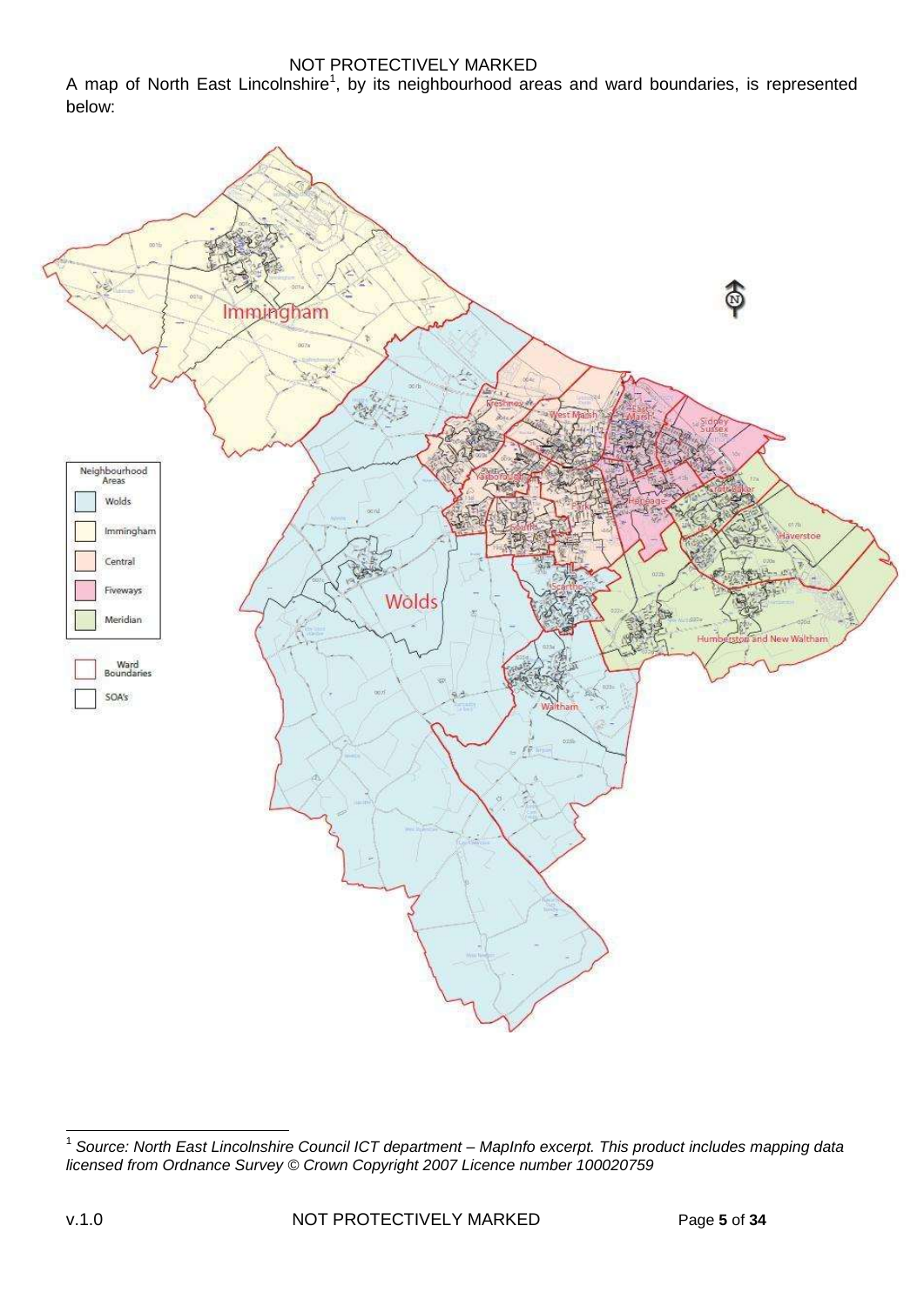A map of North East Lincolnshire[1], by its neighbourhood areas and ward boundaries, is represented below:

Neighbourhood Areas
- Wolds
- Immingham
- Central
- Fiveways
- Meridian

Ward Boundaries

SOA's

[1] *Source: North East Lincolnshire Council ICT department – MapInfo excerpt. This product includes mapping data licensed from Ordnance Survey © Crown Copyright 2007 Licence number 100020759*

v.1.0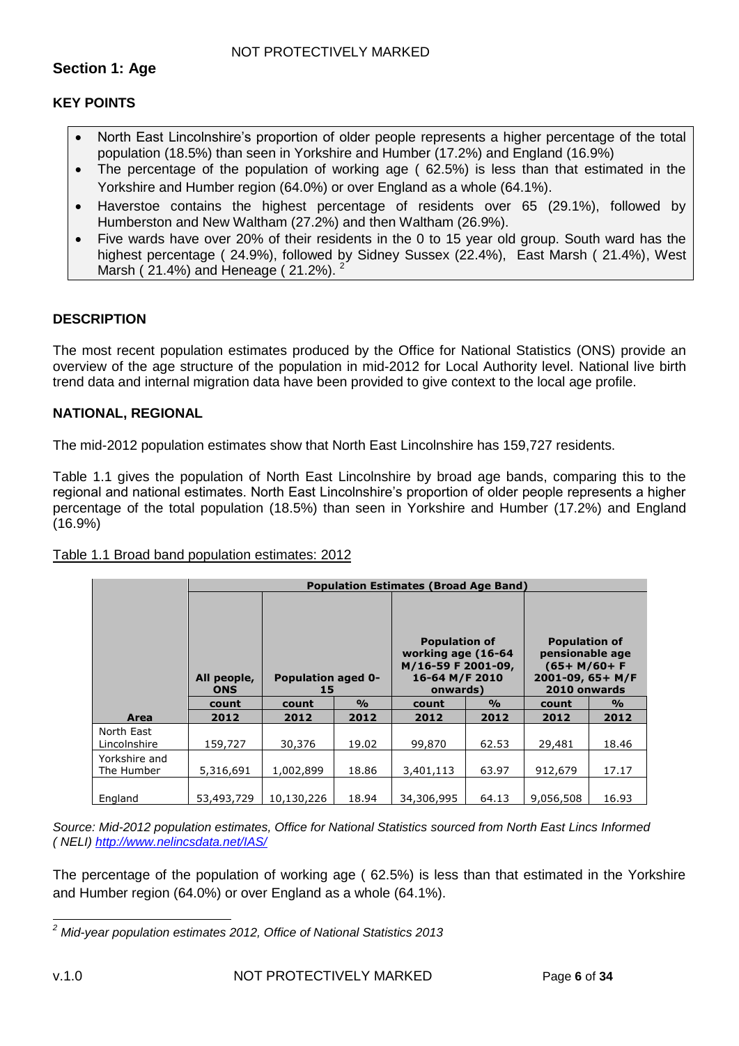## Section 1: Age

### KEY POINTS

- North East Lincolnshire's proportion of older people represents a higher percentage of the total population (18.5%) than seen in Yorkshire and Humber (17.2%) and England (16.9%)
- The percentage of the population of working age ( 62.5%) is less than that estimated in the Yorkshire and Humber region (64.0%) or over England as a whole (64.1%).
- Haverstoe contains the highest percentage of residents over 65 (29.1%), followed by Humberston and New Waltham (27.2%) and then Waltham (26.9%).
- Five wards have over 20% of their residents in the 0 to 15 year old group. South ward has the highest percentage ( 24.9%), followed by Sidney Sussex (22.4%), East Marsh ( 21.4%), West Marsh ( 21.4%) and Heneage ( 21.2%). [2]

### DESCRIPTION

The most recent population estimates produced by the Office for National Statistics (ONS) provide an overview of the age structure of the population in mid-2012 for Local Authority level. National live birth trend data and internal migration data have been provided to give context to the local age profile.

### NATIONAL, REGIONAL

The mid-2012 population estimates show that North East Lincolnshire has 159,727 residents.

Table 1.1 gives the population of North East Lincolnshire by broad age bands, comparing this to the regional and national estimates. North East Lincolnshire's proportion of older people represents a higher percentage of the total population (18.5%) than seen in Yorkshire and Humber (17.2%) and England (16.9%)

Table 1.1 Broad band population estimates: 2012

| | Population Estimates (Broad Age Band) | | | | | | |
|---|---|---|---|---|---|---|---|
| | All people, ONS | Population aged 0-15 | | Population of working age (16-64 M/16-59 F 2001-09, 16-64 M/F 2010 onwards) | | Population of pensionable age (65+ M/60+ F 2001-09, 65+ M/F 2010 onwards | |
| | count | count | % | count | % | count | % |
| **Area** | **2012** | **2012** | **2012** | **2012** | **2012** | **2012** | **2012** |
| North East Lincolnshire | 159,727 | 30,376 | 19.02 | 99,870 | 62.53 | 29,481 | 18.46 |
| Yorkshire and The Humber | 5,316,691 | 1,002,899 | 18.86 | 3,401,113 | 63.97 | 912,679 | 17.17 |
| England | 53,493,729 | 10,130,226 | 18.94 | 34,306,995 | 64.13 | 9,056,508 | 16.93 |

*Source: Mid-2012 population estimates, Office for National Statistics sourced from North East Lincs Informed ( NELI) http://www.nelincsdata.net/IAS/*

The percentage of the population of working age ( 62.5%) is less than that estimated in the Yorkshire and Humber region (64.0%) or over England as a whole (64.1%).

[2] *Mid-year population estimates 2012, Office of National Statistics 2013*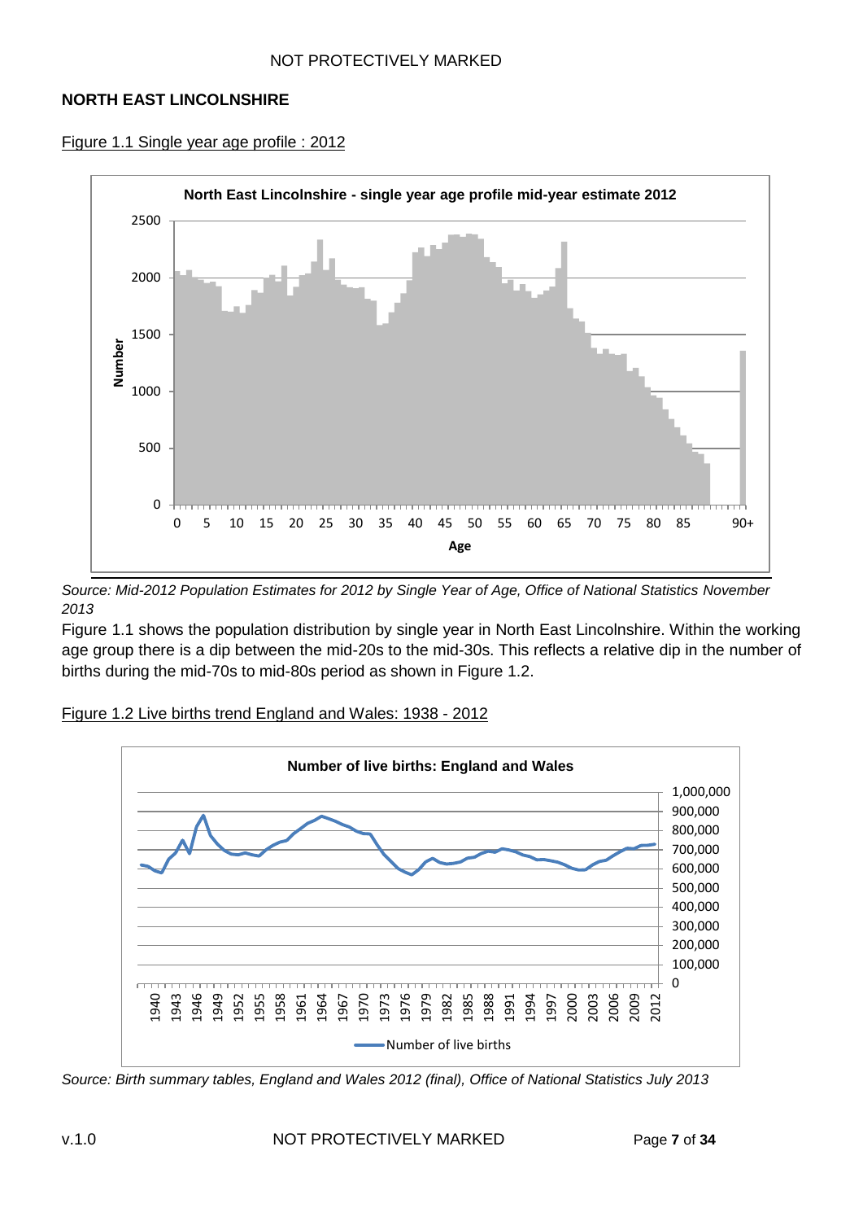## NORTH EAST LINCOLNSHIRE

Figure 1.1 Single year age profile : 2012

*Source: Mid-2012 Population Estimates for 2012 by Single Year of Age, Office of National Statistics November 2013*

Figure 1.1 shows the population distribution by single year in North East Lincolnshire. Within the working age group there is a dip between the mid-20s to the mid-30s. This reflects a relative dip in the number of births during the mid-70s to mid-80s period as shown in Figure 1.2.

Figure 1.2 Live births trend England and Wales: 1938 - 2012

*Source: Birth summary tables, England and Wales 2012 (final), Office of National Statistics July 2013*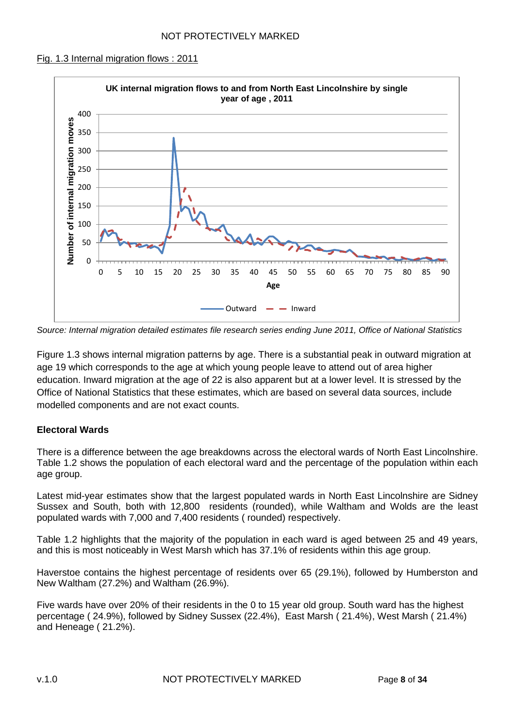Fig. 1.3 Internal migration flows : 2011

*Source: Internal migration detailed estimates file research series ending June 2011, Office of National Statistics*

Figure 1.3 shows internal migration patterns by age. There is a substantial peak in outward migration at age 19 which corresponds to the age at which young people leave to attend out of area higher education. Inward migration at the age of 22 is also apparent but at a lower level. It is stressed by the Office of National Statistics that these estimates, which are based on several data sources, include modelled components and are not exact counts.

## Electoral Wards

There is a difference between the age breakdowns across the electoral wards of North East Lincolnshire. Table 1.2 shows the population of each electoral ward and the percentage of the population within each age group.

Latest mid-year estimates show that the largest populated wards in North East Lincolnshire are Sidney Sussex and South, both with 12,800 residents (rounded), while Waltham and Wolds are the least populated wards with 7,000 and 7,400 residents ( rounded) respectively.

Table 1.2 highlights that the majority of the population in each ward is aged between 25 and 49 years, and this is most noticeably in West Marsh which has 37.1% of residents within this age group.

Haverstoe contains the highest percentage of residents over 65 (29.1%), followed by Humberston and New Waltham (27.2%) and Waltham (26.9%).

Five wards have over 20% of their residents in the 0 to 15 year old group. South ward has the highest percentage ( 24.9%), followed by Sidney Sussex (22.4%), East Marsh ( 21.4%), West Marsh ( 21.4%) and Heneage ( 21.2%).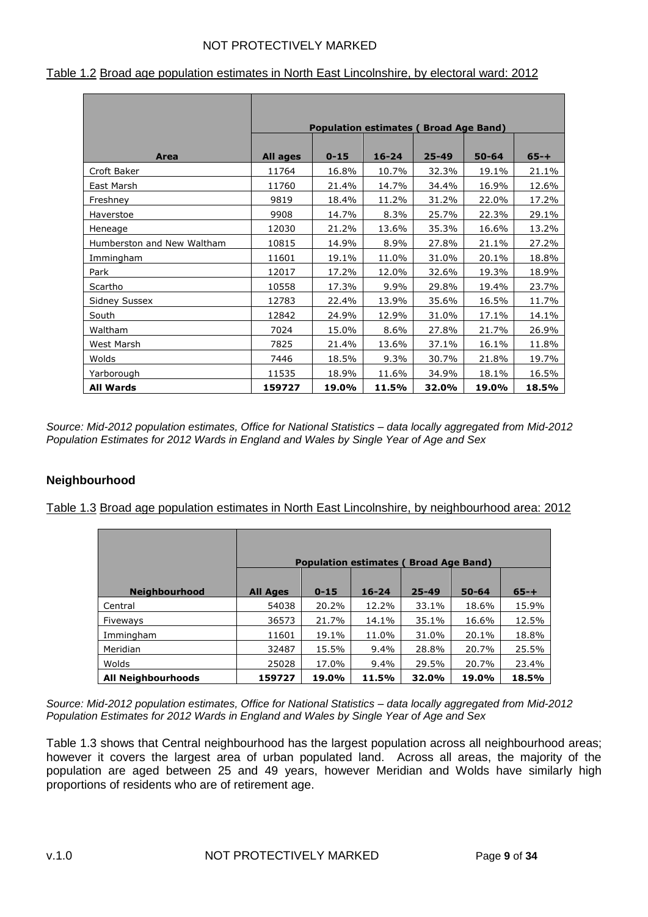Table 1.2 Broad age population estimates in North East Lincolnshire, by electoral ward: 2012

| Area | Population estimates ( Broad Age Band) | | | | | |
|---|---|---|---|---|---|---|
| | **All ages** | **0-15** | **16-24** | **25-49** | **50-64** | **65-+** |
| Croft Baker | 11764 | 16.8% | 10.7% | 32.3% | 19.1% | 21.1% |
| East Marsh | 11760 | 21.4% | 14.7% | 34.4% | 16.9% | 12.6% |
| Freshney | 9819 | 18.4% | 11.2% | 31.2% | 22.0% | 17.2% |
| Haverstoe | 9908 | 14.7% | 8.3% | 25.7% | 22.3% | 29.1% |
| Heneage | 12030 | 21.2% | 13.6% | 35.3% | 16.6% | 13.2% |
| Humberston and New Waltham | 10815 | 14.9% | 8.9% | 27.8% | 21.1% | 27.2% |
| Immingham | 11601 | 19.1% | 11.0% | 31.0% | 20.1% | 18.8% |
| Park | 12017 | 17.2% | 12.0% | 32.6% | 19.3% | 18.9% |
| Scartho | 10558 | 17.3% | 9.9% | 29.8% | 19.4% | 23.7% |
| Sidney Sussex | 12783 | 22.4% | 13.9% | 35.6% | 16.5% | 11.7% |
| South | 12842 | 24.9% | 12.9% | 31.0% | 17.1% | 14.1% |
| Waltham | 7024 | 15.0% | 8.6% | 27.8% | 21.7% | 26.9% |
| West Marsh | 7825 | 21.4% | 13.6% | 37.1% | 16.1% | 11.8% |
| Wolds | 7446 | 18.5% | 9.3% | 30.7% | 21.8% | 19.7% |
| Yarborough | 11535 | 18.9% | 11.6% | 34.9% | 18.1% | 16.5% |
| **All Wards** | **159727** | **19.0%** | **11.5%** | **32.0%** | **19.0%** | **18.5%** |

*Source: Mid-2012 population estimates, Office for National Statistics – data locally aggregated from Mid-2012 Population Estimates for 2012 Wards in England and Wales by Single Year of Age and Sex*

### Neighbourhood

Table 1.3 Broad age population estimates in North East Lincolnshire, by neighbourhood area: 2012

| Neighbourhood | Population estimates ( Broad Age Band) | | | | | |
|---|---|---|---|---|---|---|
| | **All Ages** | **0-15** | **16-24** | **25-49** | **50-64** | **65-+** |
| Central | 54038 | 20.2% | 12.2% | 33.1% | 18.6% | 15.9% |
| Fiveways | 36573 | 21.7% | 14.1% | 35.1% | 16.6% | 12.5% |
| Immingham | 11601 | 19.1% | 11.0% | 31.0% | 20.1% | 18.8% |
| Meridian | 32487 | 15.5% | 9.4% | 28.8% | 20.7% | 25.5% |
| Wolds | 25028 | 17.0% | 9.4% | 29.5% | 20.7% | 23.4% |
| **All Neighbourhoods** | **159727** | **19.0%** | **11.5%** | **32.0%** | **19.0%** | **18.5%** |

*Source: Mid-2012 population estimates, Office for National Statistics – data locally aggregated from Mid-2012 Population Estimates for 2012 Wards in England and Wales by Single Year of Age and Sex*

Table 1.3 shows that Central neighbourhood has the largest population across all neighbourhood areas; however it covers the largest area of urban populated land. Across all areas, the majority of the population are aged between 25 and 49 years, however Meridian and Wolds have similarly high proportions of residents who are of retirement age.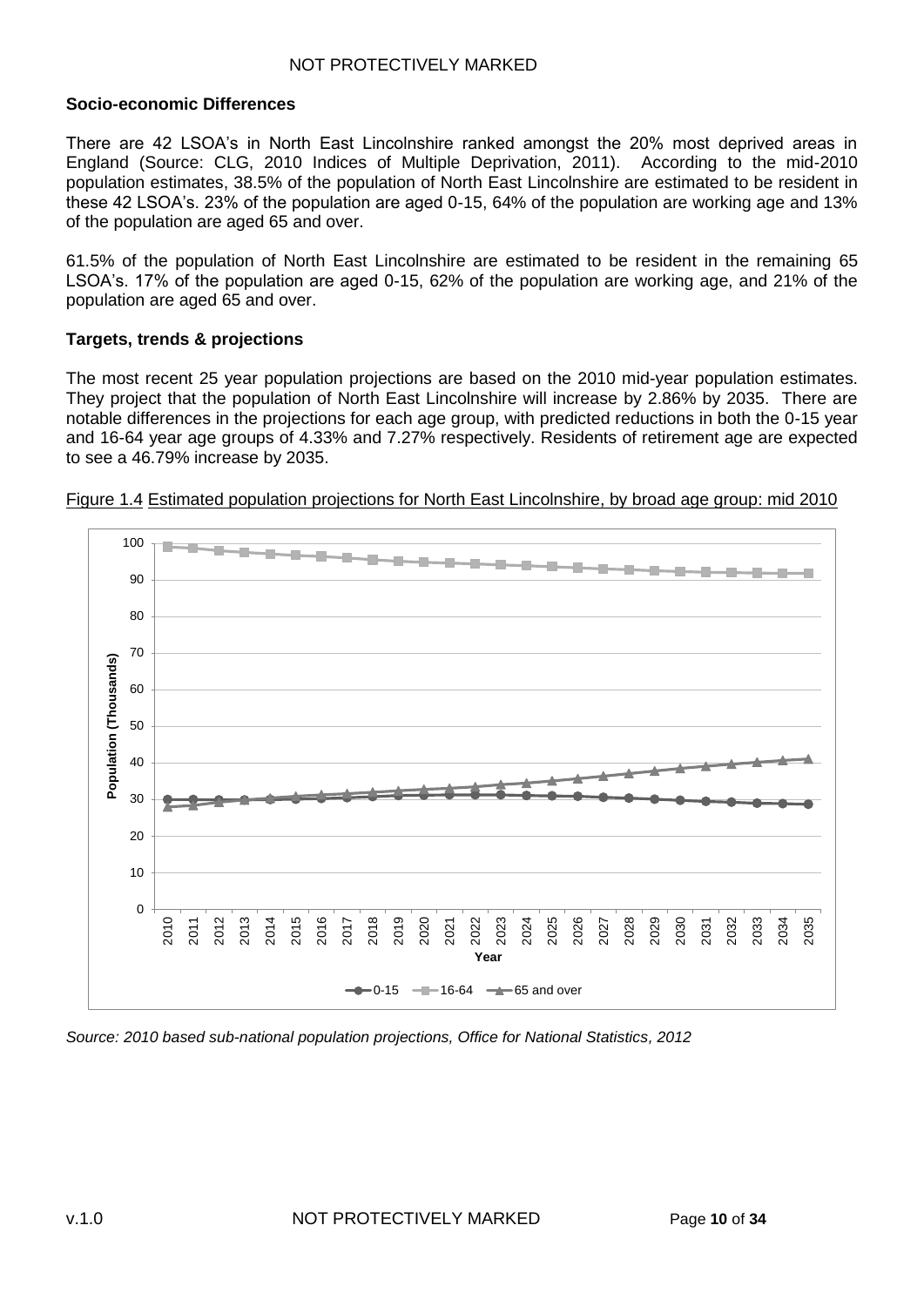### Socio-economic Differences

There are 42 LSOA's in North East Lincolnshire ranked amongst the 20% most deprived areas in England (Source: CLG, 2010 Indices of Multiple Deprivation, 2011). According to the mid-2010 population estimates, 38.5% of the population of North East Lincolnshire are estimated to be resident in these 42 LSOA's. 23% of the population are aged 0-15, 64% of the population are working age and 13% of the population are aged 65 and over.

61.5% of the population of North East Lincolnshire are estimated to be resident in the remaining 65 LSOA's. 17% of the population are aged 0-15, 62% of the population are working age, and 21% of the population are aged 65 and over.

### Targets, trends & projections

The most recent 25 year population projections are based on the 2010 mid-year population estimates. They project that the population of North East Lincolnshire will increase by 2.86% by 2035. There are notable differences in the projections for each age group, with predicted reductions in both the 0-15 year and 16-64 year age groups of 4.33% and 7.27% respectively. Residents of retirement age are expected to see a 46.79% increase by 2035.

Figure 1.4 Estimated population projections for North East Lincolnshire, by broad age group: mid 2010

*Source: 2010 based sub-national population projections, Office for National Statistics, 2012*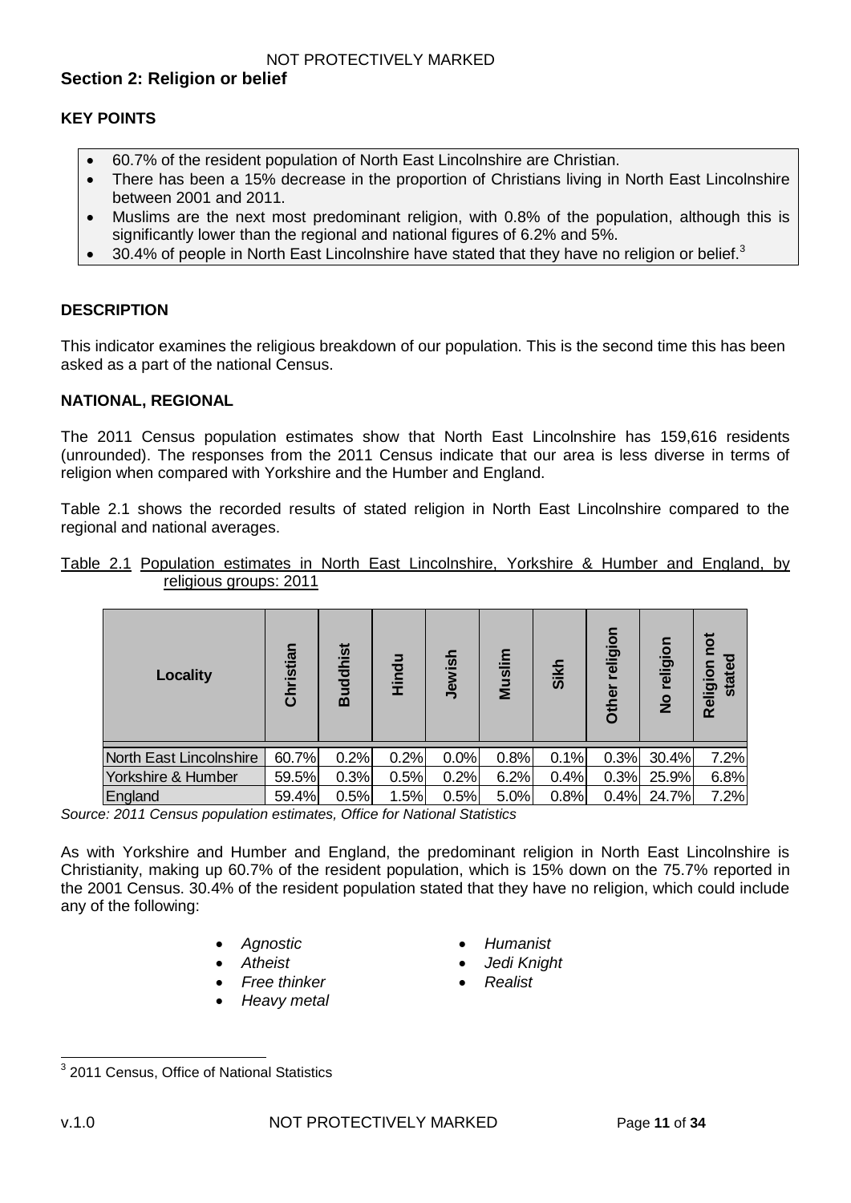## Section 2: Religion or belief

### KEY POINTS

- 60.7% of the resident population of North East Lincolnshire are Christian.
- There has been a 15% decrease in the proportion of Christians living in North East Lincolnshire between 2001 and 2011.
- Muslims are the next most predominant religion, with 0.8% of the population, although this is significantly lower than the regional and national figures of 6.2% and 5%.
- 30.4% of people in North East Lincolnshire have stated that they have no religion or belief.[3]

### DESCRIPTION

This indicator examines the religious breakdown of our population. This is the second time this has been asked as a part of the national Census.

### NATIONAL, REGIONAL

The 2011 Census population estimates show that North East Lincolnshire has 159,616 residents (unrounded). The responses from the 2011 Census indicate that our area is less diverse in terms of religion when compared with Yorkshire and the Humber and England.

Table 2.1 shows the recorded results of stated religion in North East Lincolnshire compared to the regional and national averages.

Table 2.1 Population estimates in North East Lincolnshire, Yorkshire & Humber and England, by religious groups: 2011

| Locality | Christian | Buddhist | Hindu | Jewish | Muslim | Sikh | Other religion | No religion | Religion not stated |
|---|---|---|---|---|---|---|---|---|---|
| North East Lincolnshire | 60.7% | 0.2% | 0.2% | 0.0% | 0.8% | 0.1% | 0.3% | 30.4% | 7.2% |
| Yorkshire & Humber | 59.5% | 0.3% | 0.5% | 0.2% | 6.2% | 0.4% | 0.3% | 25.9% | 6.8% |
| England | 59.4% | 0.5% | 1.5% | 0.5% | 5.0% | 0.8% | 0.4% | 24.7% | 7.2% |

*Source: 2011 Census population estimates, Office for National Statistics*

As with Yorkshire and Humber and England, the predominant religion in North East Lincolnshire is Christianity, making up 60.7% of the resident population, which is 15% down on the 75.7% reported in the 2001 Census. 30.4% of the resident population stated that they have no religion, which could include any of the following:

- *Agnostic*
- *Atheist*
- *Free thinker*
- *Heavy metal*
- *Humanist*
- *Jedi Knight*
- *Realist*

[3] 2011 Census, Office of National Statistics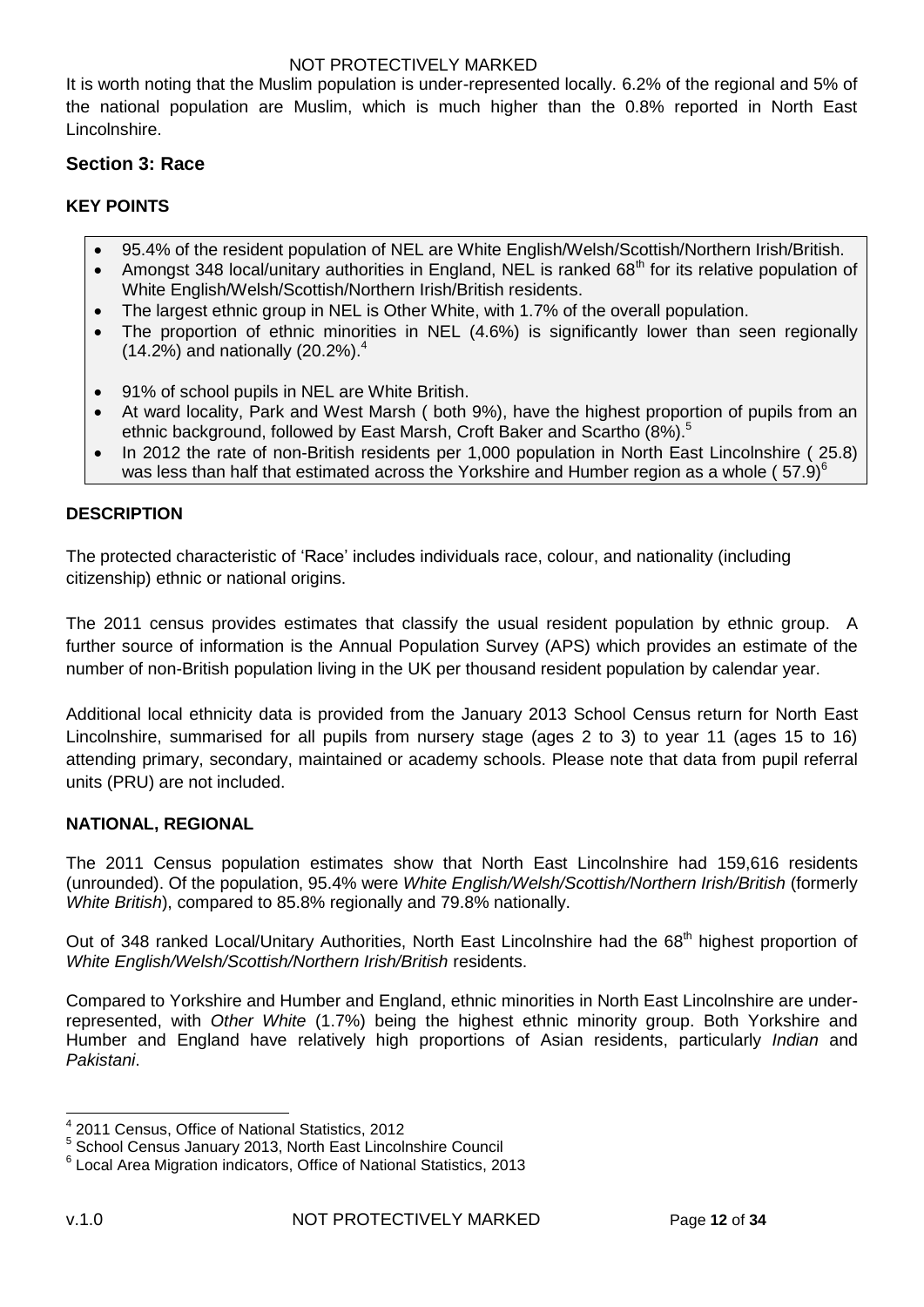It is worth noting that the Muslim population is under-represented locally. 6.2% of the regional and 5% of the national population are Muslim, which is much higher than the 0.8% reported in North East Lincolnshire.

## Section 3: Race

### KEY POINTS

- 95.4% of the resident population of NEL are White English/Welsh/Scottish/Northern Irish/British.
- Amongst 348 local/unitary authorities in England, NEL is ranked 68th for its relative population of White English/Welsh/Scottish/Northern Irish/British residents.
- The largest ethnic group in NEL is Other White, with 1.7% of the overall population.
- The proportion of ethnic minorities in NEL (4.6%) is significantly lower than seen regionally (14.2%) and nationally (20.2%).[4]
- 91% of school pupils in NEL are White British.
- At ward locality, Park and West Marsh ( both 9%), have the highest proportion of pupils from an ethnic background, followed by East Marsh, Croft Baker and Scartho (8%).[5]
- In 2012 the rate of non-British residents per 1,000 population in North East Lincolnshire ( 25.8) was less than half that estimated across the Yorkshire and Humber region as a whole ( 57.9)[6]

### DESCRIPTION

The protected characteristic of 'Race' includes individuals race, colour, and nationality (including citizenship) ethnic or national origins.

The 2011 census provides estimates that classify the usual resident population by ethnic group. A further source of information is the Annual Population Survey (APS) which provides an estimate of the number of non-British population living in the UK per thousand resident population by calendar year.

Additional local ethnicity data is provided from the January 2013 School Census return for North East Lincolnshire, summarised for all pupils from nursery stage (ages 2 to 3) to year 11 (ages 15 to 16) attending primary, secondary, maintained or academy schools. Please note that data from pupil referral units (PRU) are not included.

### NATIONAL, REGIONAL

The 2011 Census population estimates show that North East Lincolnshire had 159,616 residents (unrounded). Of the population, 95.4% were *White English/Welsh/Scottish/Northern Irish/British* (formerly *White British*), compared to 85.8% regionally and 79.8% nationally.

Out of 348 ranked Local/Unitary Authorities, North East Lincolnshire had the 68th highest proportion of *White English/Welsh/Scottish/Northern Irish/British* residents.

Compared to Yorkshire and Humber and England, ethnic minorities in North East Lincolnshire are under-represented, with *Other White* (1.7%) being the highest ethnic minority group. Both Yorkshire and Humber and England have relatively high proportions of Asian residents, particularly *Indian* and *Pakistani*.

---

[4] 2011 Census, Office of National Statistics, 2012

[5] School Census January 2013, North East Lincolnshire Council

[6] Local Area Migration indicators, Office of National Statistics, 2013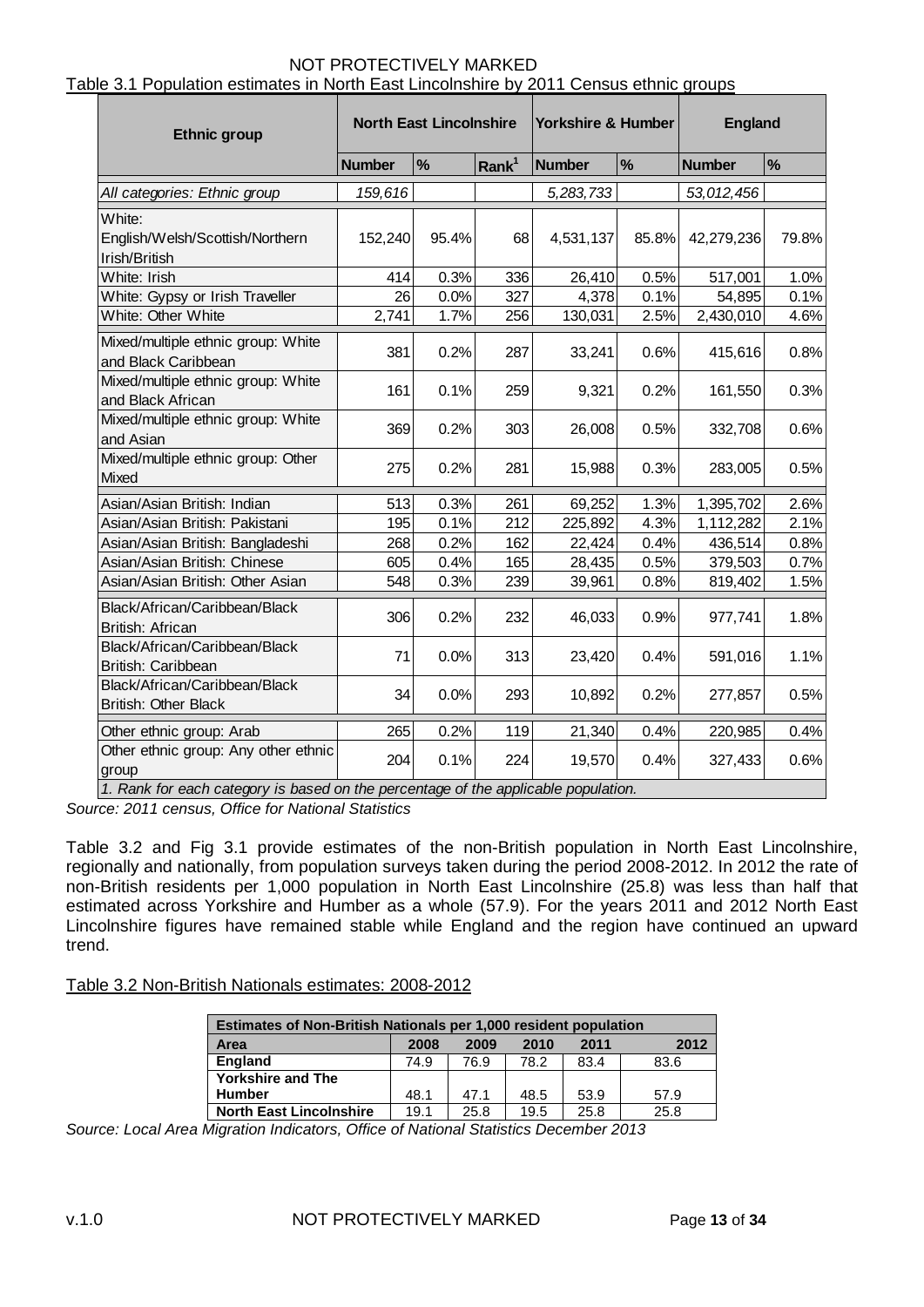Table 3.1 Population estimates in North East Lincolnshire by 2011 Census ethnic groups

| Ethnic group | North East Lincolnshire | | | Yorkshire & Humber | | England | |
|---|---|---|---|---|---|---|---|
| | Number | % | Rank[1] | Number | % | Number | % |
| *All categories: Ethnic group* | *159,616* | | | *5,283,733* | | *53,012,456* | |
| White: English/Welsh/Scottish/Northern Irish/British | 152,240 | 95.4% | 68 | 4,531,137 | 85.8% | 42,279,236 | 79.8% |
| White: Irish | 414 | 0.3% | 336 | 26,410 | 0.5% | 517,001 | 1.0% |
| White: Gypsy or Irish Traveller | 26 | 0.0% | 327 | 4,378 | 0.1% | 54,895 | 0.1% |
| White: Other White | 2,741 | 1.7% | 256 | 130,031 | 2.5% | 2,430,010 | 4.6% |
| Mixed/multiple ethnic group: White and Black Caribbean | 381 | 0.2% | 287 | 33,241 | 0.6% | 415,616 | 0.8% |
| Mixed/multiple ethnic group: White and Black African | 161 | 0.1% | 259 | 9,321 | 0.2% | 161,550 | 0.3% |
| Mixed/multiple ethnic group: White and Asian | 369 | 0.2% | 303 | 26,008 | 0.5% | 332,708 | 0.6% |
| Mixed/multiple ethnic group: Other Mixed | 275 | 0.2% | 281 | 15,988 | 0.3% | 283,005 | 0.5% |
| Asian/Asian British: Indian | 513 | 0.3% | 261 | 69,252 | 1.3% | 1,395,702 | 2.6% |
| Asian/Asian British: Pakistani | 195 | 0.1% | 212 | 225,892 | 4.3% | 1,112,282 | 2.1% |
| Asian/Asian British: Bangladeshi | 268 | 0.2% | 162 | 22,424 | 0.4% | 436,514 | 0.8% |
| Asian/Asian British: Chinese | 605 | 0.4% | 165 | 28,435 | 0.5% | 379,503 | 0.7% |
| Asian/Asian British: Other Asian | 548 | 0.3% | 239 | 39,961 | 0.8% | 819,402 | 1.5% |
| Black/African/Caribbean/Black British: African | 306 | 0.2% | 232 | 46,033 | 0.9% | 977,741 | 1.8% |
| Black/African/Caribbean/Black British: Caribbean | 71 | 0.0% | 313 | 23,420 | 0.4% | 591,016 | 1.1% |
| Black/African/Caribbean/Black British: Other Black | 34 | 0.0% | 293 | 10,892 | 0.2% | 277,857 | 0.5% |
| Other ethnic group: Arab | 265 | 0.2% | 119 | 21,340 | 0.4% | 220,985 | 0.4% |
| Other ethnic group: Any other ethnic group | 204 | 0.1% | 224 | 19,570 | 0.4% | 327,433 | 0.6% |

*1. Rank for each category is based on the percentage of the applicable population.*

*Source: 2011 census, Office for National Statistics*

Table 3.2 and Fig 3.1 provide estimates of the non-British population in North East Lincolnshire, regionally and nationally, from population surveys taken during the period 2008-2012. In 2012 the rate of non-British residents per 1,000 population in North East Lincolnshire (25.8) was less than half that estimated across Yorkshire and Humber as a whole (57.9). For the years 2011 and 2012 North East Lincolnshire figures have remained stable while England and the region have continued an upward trend.

Table 3.2 Non-British Nationals estimates: 2008-2012

| Estimates of Non-British Nationals per 1,000 resident population | | | | | |
|---|---|---|---|---|---|
| **Area** | **2008** | **2009** | **2010** | **2011** | **2012** |
| **England** | 74.9 | 76.9 | 78.2 | 83.4 | 83.6 |
| **Yorkshire and The Humber** | 48.1 | 47.1 | 48.5 | 53.9 | 57.9 |
| **North East Lincolnshire** | 19.1 | 25.8 | 19.5 | 25.8 | 25.8 |

*Source: Local Area Migration Indicators, Office of National Statistics December 2013*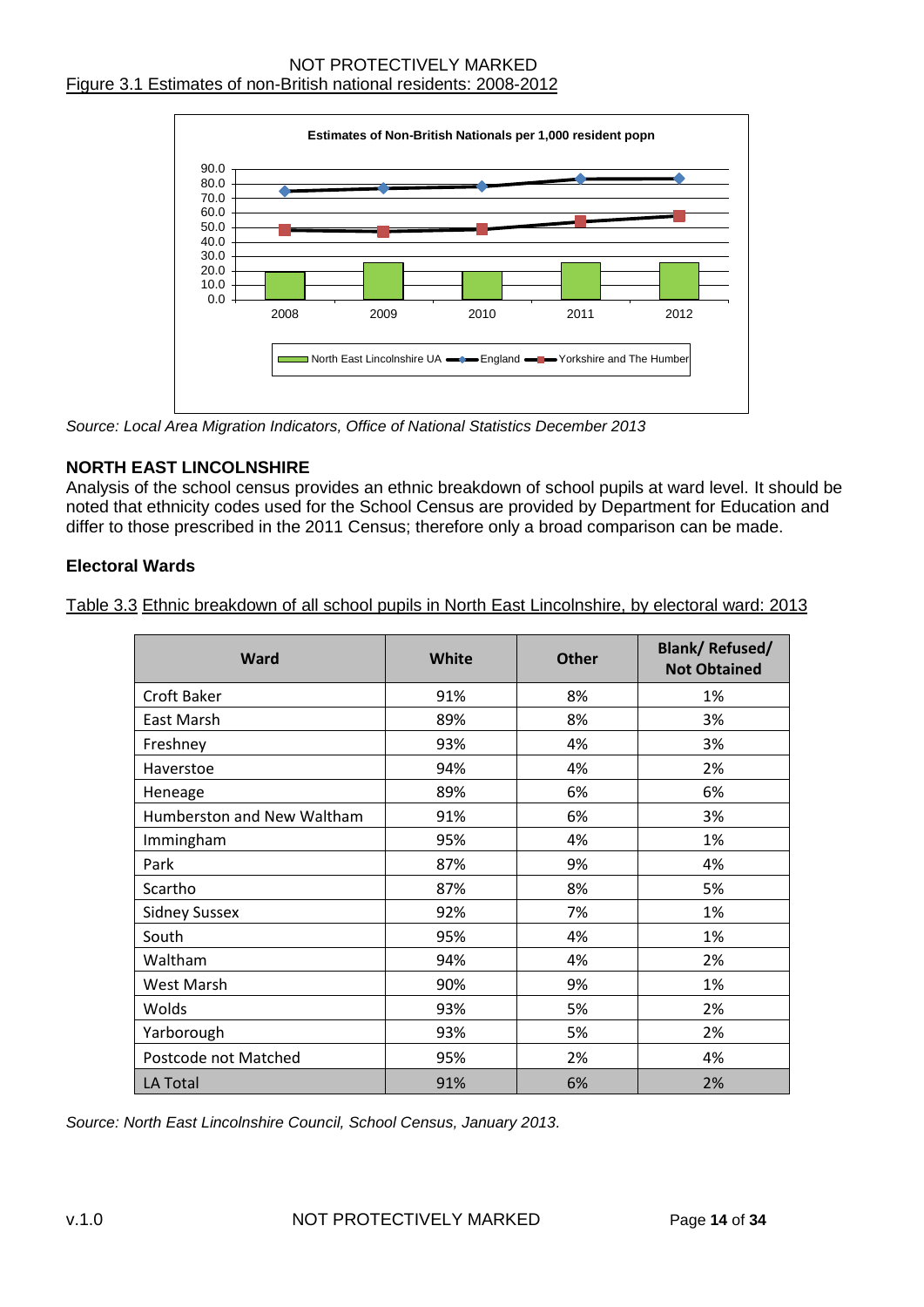Figure 3.1 Estimates of non-British national residents: 2008-2012

Source: *Local Area Migration Indicators, Office of National Statistics December 2013*

## NORTH EAST LINCOLNSHIRE

Analysis of the school census provides an ethnic breakdown of school pupils at ward level. It should be noted that ethnicity codes used for the School Census are provided by Department for Education and differ to those prescribed in the 2011 Census; therefore only a broad comparison can be made.

### Electoral Wards

Table 3.3 Ethnic breakdown of all school pupils in North East Lincolnshire, by electoral ward: 2013

| Ward | White | Other | Blank/ Refused/ Not Obtained |
|---|---|---|---|
| Croft Baker | 91% | 8% | 1% |
| East Marsh | 89% | 8% | 3% |
| Freshney | 93% | 4% | 3% |
| Haverstoe | 94% | 4% | 2% |
| Heneage | 89% | 6% | 6% |
| Humberston and New Waltham | 91% | 6% | 3% |
| Immingham | 95% | 4% | 1% |
| Park | 87% | 9% | 4% |
| Scartho | 87% | 8% | 5% |
| Sidney Sussex | 92% | 7% | 1% |
| South | 95% | 4% | 1% |
| Waltham | 94% | 4% | 2% |
| West Marsh | 90% | 9% | 1% |
| Wolds | 93% | 5% | 2% |
| Yarborough | 93% | 5% | 2% |
| Postcode not Matched | 95% | 2% | 4% |
| LA Total | 91% | 6% | 2% |

*Source: North East Lincolnshire Council, School Census, January 2013.*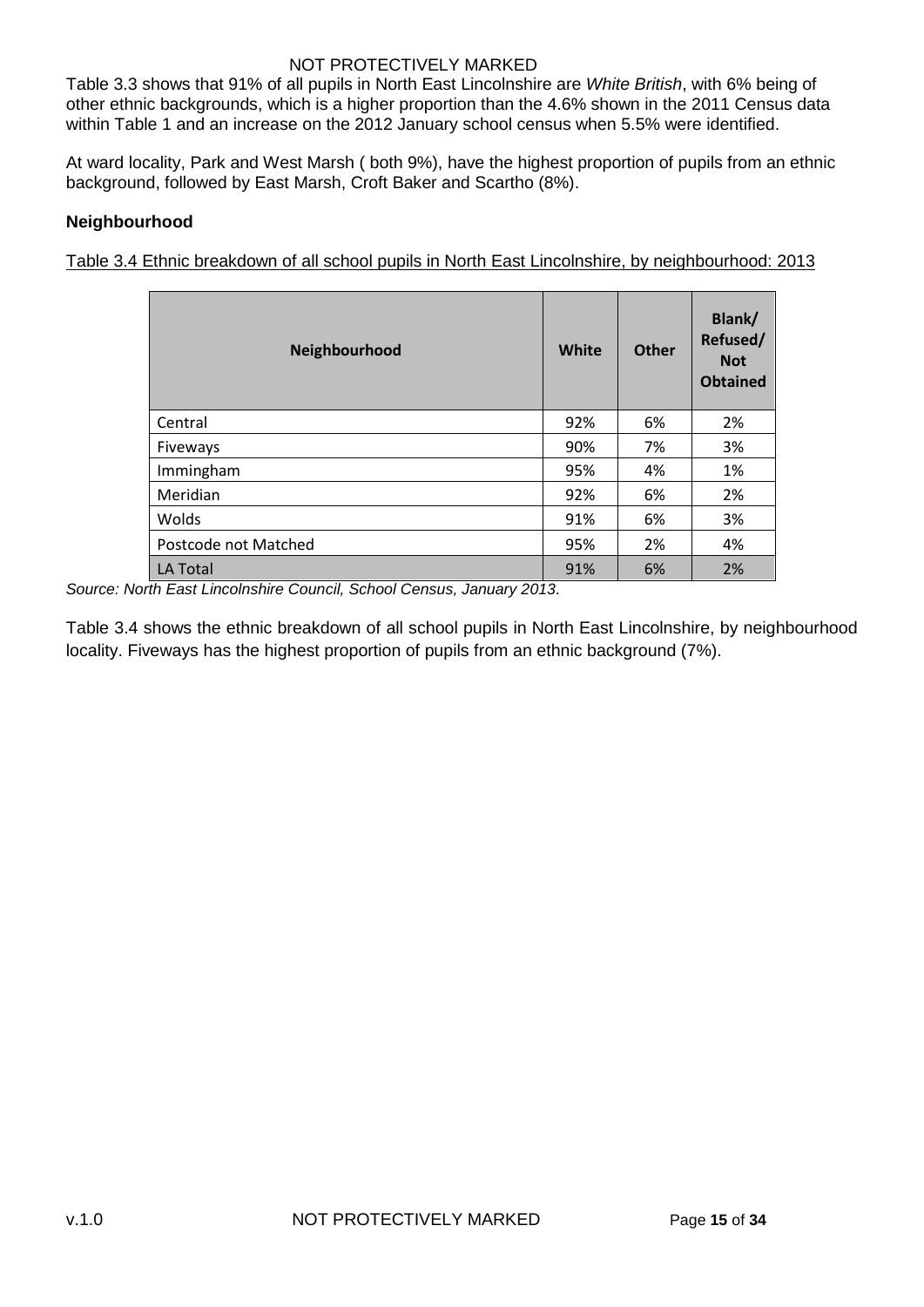Table 3.3 shows that 91% of all pupils in North East Lincolnshire are *White British*, with 6% being of other ethnic backgrounds, which is a higher proportion than the 4.6% shown in the 2011 Census data within Table 1 and an increase on the 2012 January school census when 5.5% were identified.

At ward locality, Park and West Marsh ( both 9%), have the highest proportion of pupils from an ethnic background, followed by East Marsh, Croft Baker and Scartho (8%).

### Neighbourhood

Table 3.4 Ethnic breakdown of all school pupils in North East Lincolnshire, by neighbourhood: 2013

| Neighbourhood | White | Other | Blank/ Refused/ Not Obtained |
|---|---|---|---|
| Central | 92% | 6% | 2% |
| Fiveways | 90% | 7% | 3% |
| Immingham | 95% | 4% | 1% |
| Meridian | 92% | 6% | 2% |
| Wolds | 91% | 6% | 3% |
| Postcode not Matched | 95% | 2% | 4% |
| LA Total | 91% | 6% | 2% |

*Source: North East Lincolnshire Council, School Census, January 2013.*

Table 3.4 shows the ethnic breakdown of all school pupils in North East Lincolnshire, by neighbourhood locality. Fiveways has the highest proportion of pupils from an ethnic background (7%).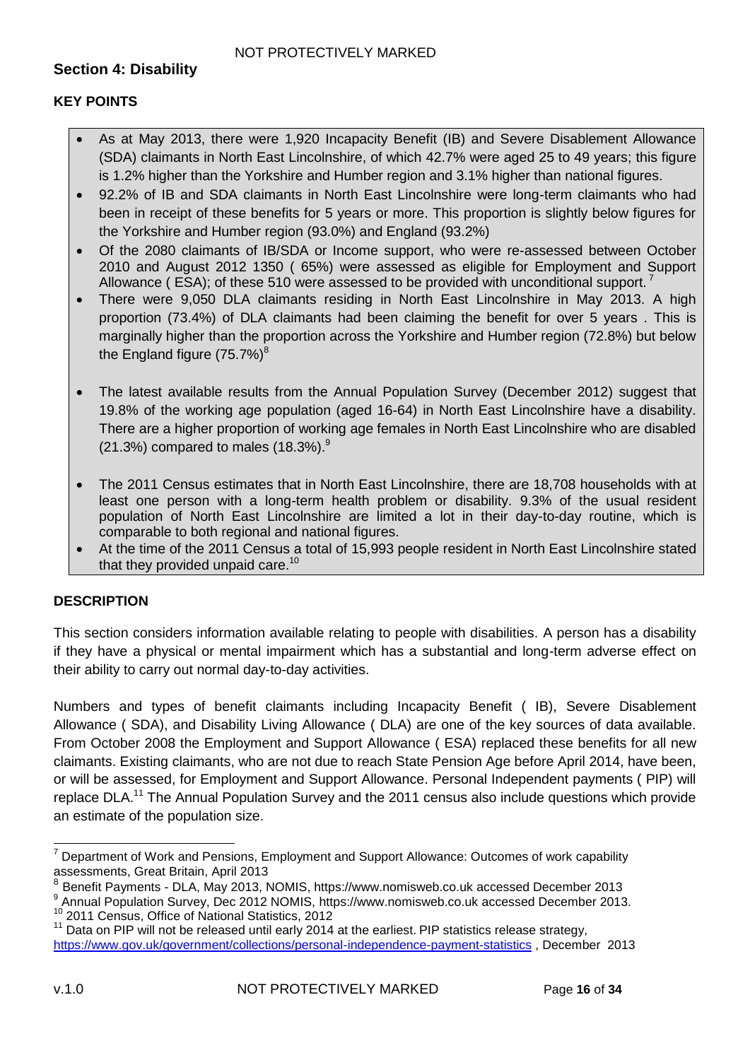## Section 4: Disability

### KEY POINTS

- As at May 2013, there were 1,920 Incapacity Benefit (IB) and Severe Disablement Allowance (SDA) claimants in North East Lincolnshire, of which 42.7% were aged 25 to 49 years; this figure is 1.2% higher than the Yorkshire and Humber region and 3.1% higher than national figures.
- 92.2% of IB and SDA claimants in North East Lincolnshire were long-term claimants who had been in receipt of these benefits for 5 years or more. This proportion is slightly below figures for the Yorkshire and Humber region (93.0%) and England (93.2%)
- Of the 2080 claimants of IB/SDA or Income support, who were re-assessed between October 2010 and August 2012 1350 ( 65%) were assessed as eligible for Employment and Support Allowance ( ESA); of these 510 were assessed to be provided with unconditional support.[7]
- There were 9,050 DLA claimants residing in North East Lincolnshire in May 2013. A high proportion (73.4%) of DLA claimants had been claiming the benefit for over 5 years . This is marginally higher than the proportion across the Yorkshire and Humber region (72.8%) but below the England figure (75.7%)[8]
- The latest available results from the Annual Population Survey (December 2012) suggest that 19.8% of the working age population (aged 16-64) in North East Lincolnshire have a disability. There are a higher proportion of working age females in North East Lincolnshire who are disabled (21.3%) compared to males (18.3%).[9]
- The 2011 Census estimates that in North East Lincolnshire, there are 18,708 households with at least one person with a long-term health problem or disability. 9.3% of the usual resident population of North East Lincolnshire are limited a lot in their day-to-day routine, which is comparable to both regional and national figures.
- At the time of the 2011 Census a total of 15,993 people resident in North East Lincolnshire stated that they provided unpaid care.[10]

### DESCRIPTION

This section considers information available relating to people with disabilities. A person has a disability if they have a physical or mental impairment which has a substantial and long-term adverse effect on their ability to carry out normal day-to-day activities.

Numbers and types of benefit claimants including Incapacity Benefit ( IB), Severe Disablement Allowance ( SDA), and Disability Living Allowance ( DLA) are one of the key sources of data available. From October 2008 the Employment and Support Allowance ( ESA) replaced these benefits for all new claimants. Existing claimants, who are not due to reach State Pension Age before April 2014, have been, or will be assessed, for Employment and Support Allowance. Personal Independent payments ( PIP) will replace DLA.[11] The Annual Population Survey and the 2011 census also include questions which provide an estimate of the population size.

---

[7] Department of Work and Pensions, Employment and Support Allowance: Outcomes of work capability assessments, Great Britain, April 2013

[8] Benefit Payments - DLA, May 2013, NOMIS, https://www.nomisweb.co.uk accessed December 2013

[9] Annual Population Survey, Dec 2012 NOMIS, https://www.nomisweb.co.uk accessed December 2013.

[10] 2011 Census, Office of National Statistics, 2012

[11] Data on PIP will not be released until early 2014 at the earliest. PIP statistics release strategy, https://www.gov.uk/government/collections/personal-independence-payment-statistics , December 2013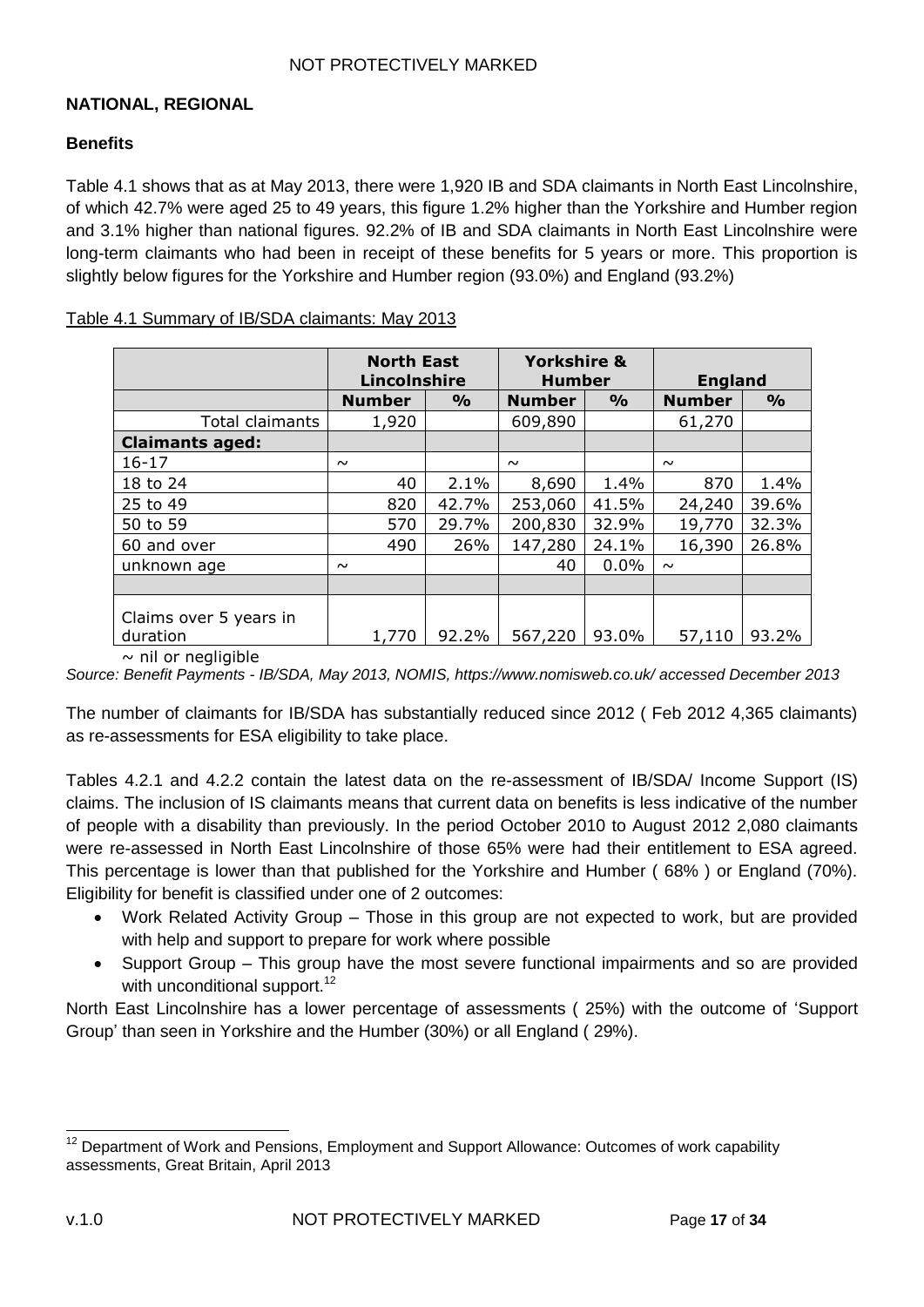## NATIONAL, REGIONAL

### Benefits

Table 4.1 shows that as at May 2013, there were 1,920 IB and SDA claimants in North East Lincolnshire, of which 42.7% were aged 25 to 49 years, this figure 1.2% higher than the Yorkshire and Humber region and 3.1% higher than national figures. 92.2% of IB and SDA claimants in North East Lincolnshire were long-term claimants who had been in receipt of these benefits for 5 years or more. This proportion is slightly below figures for the Yorkshire and Humber region (93.0%) and England (93.2%)

Table 4.1 Summary of IB/SDA claimants: May 2013

| | North East Lincolnshire | | Yorkshire & Humber | | England | |
|---|---|---|---|---|---|---|
| | **Number** | **%** | **Number** | **%** | **Number** | **%** |
| Total claimants | 1,920 | | 609,890 | | 61,270 | |
| **Claimants aged:** | | | | | | |
| 16-17 | ~ | | ~ | | ~ | |
| 18 to 24 | 40 | 2.1% | 8,690 | 1.4% | 870 | 1.4% |
| 25 to 49 | 820 | 42.7% | 253,060 | 41.5% | 24,240 | 39.6% |
| 50 to 59 | 570 | 29.7% | 200,830 | 32.9% | 19,770 | 32.3% |
| 60 and over | 490 | 26% | 147,280 | 24.1% | 16,390 | 26.8% |
| unknown age | ~ | | 40 | 0.0% | ~ | |
| | | | | | | |
| Claims over 5 years in duration | 1,770 | 92.2% | 567,220 | 93.0% | 57,110 | 93.2% |

~ nil or negligible

*Source: Benefit Payments - IB/SDA, May 2013, NOMIS, https://www.nomisweb.co.uk/ accessed December 2013*

The number of claimants for IB/SDA has substantially reduced since 2012 ( Feb 2012 4,365 claimants) as re-assessments for ESA eligibility to take place.

Tables 4.2.1 and 4.2.2 contain the latest data on the re-assessment of IB/SDA/ Income Support (IS) claims. The inclusion of IS claimants means that current data on benefits is less indicative of the number of people with a disability than previously. In the period October 2010 to August 2012 2,080 claimants were re-assessed in North East Lincolnshire of those 65% were had their entitlement to ESA agreed. This percentage is lower than that published for the Yorkshire and Humber ( 68% ) or England (70%). Eligibility for benefit is classified under one of 2 outcomes:

- Work Related Activity Group – Those in this group are not expected to work, but are provided with help and support to prepare for work where possible
- Support Group – This group have the most severe functional impairments and so are provided with unconditional support.[12]

North East Lincolnshire has a lower percentage of assessments ( 25%) with the outcome of 'Support Group' than seen in Yorkshire and the Humber (30%) or all England ( 29%).

[12] Department of Work and Pensions, Employment and Support Allowance: Outcomes of work capability assessments, Great Britain, April 2013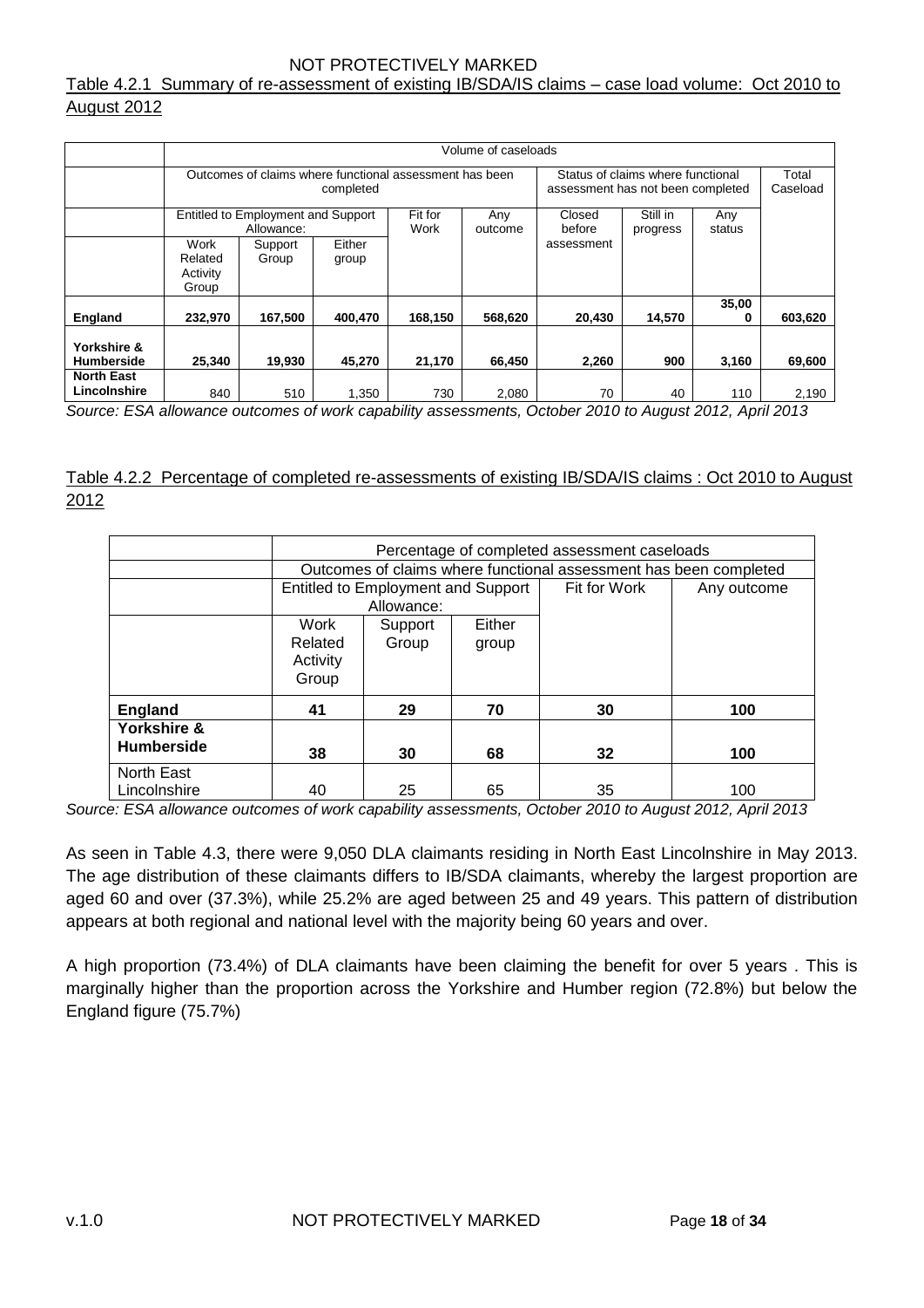Table 4.2.1 Summary of re-assessment of existing IB/SDA/IS claims – case load volume: Oct 2010 to August 2012

| | Volume of caseloads | | | | | | | | |
|---|---|---|---|---|---|---|---|---|---|
| | Outcomes of claims where functional assessment has been completed | | | | | Status of claims where functional assessment has not been completed | | | Total Caseload |
| | Entitled to Employment and Support Allowance: | | | Fit for Work | Any outcome | Closed before assessment | Still in progress | Any status | |
| | Work Related Activity Group | Support Group | Either group | | | | | | |
| **England** | **232,970** | **167,500** | **400,470** | **168,150** | **568,620** | **20,430** | **14,570** | **35,000** | **603,620** |
| **Yorkshire & Humberside** | **25,340** | **19,930** | **45,270** | **21,170** | **66,450** | **2,260** | **900** | **3,160** | **69,600** |
| **North East Lincolnshire** | 840 | 510 | 1,350 | 730 | 2,080 | 70 | 40 | 110 | 2,190 |

*Source: ESA allowance outcomes of work capability assessments, October 2010 to August 2012, April 2013*

Table 4.2.2 Percentage of completed re-assessments of existing IB/SDA/IS claims : Oct 2010 to August 2012

| | Percentage of completed assessment caseloads | | | | |
|---|---|---|---|---|---|
| | Outcomes of claims where functional assessment has been completed | | | | |
| | Entitled to Employment and Support Allowance: | | | Fit for Work | Any outcome |
| | Work Related Activity Group | Support Group | Either group | | |
| **England** | **41** | **29** | **70** | **30** | **100** |
| **Yorkshire & Humberside** | **38** | **30** | **68** | **32** | **100** |
| North East Lincolnshire | 40 | 25 | 65 | 35 | 100 |

*Source: ESA allowance outcomes of work capability assessments, October 2010 to August 2012, April 2013*

As seen in Table 4.3, there were 9,050 DLA claimants residing in North East Lincolnshire in May 2013. The age distribution of these claimants differs to IB/SDA claimants, whereby the largest proportion are aged 60 and over (37.3%), while 25.2% are aged between 25 and 49 years. This pattern of distribution appears at both regional and national level with the majority being 60 years and over.

A high proportion (73.4%) of DLA claimants have been claiming the benefit for over 5 years . This is marginally higher than the proportion across the Yorkshire and Humber region (72.8%) but below the England figure (75.7%)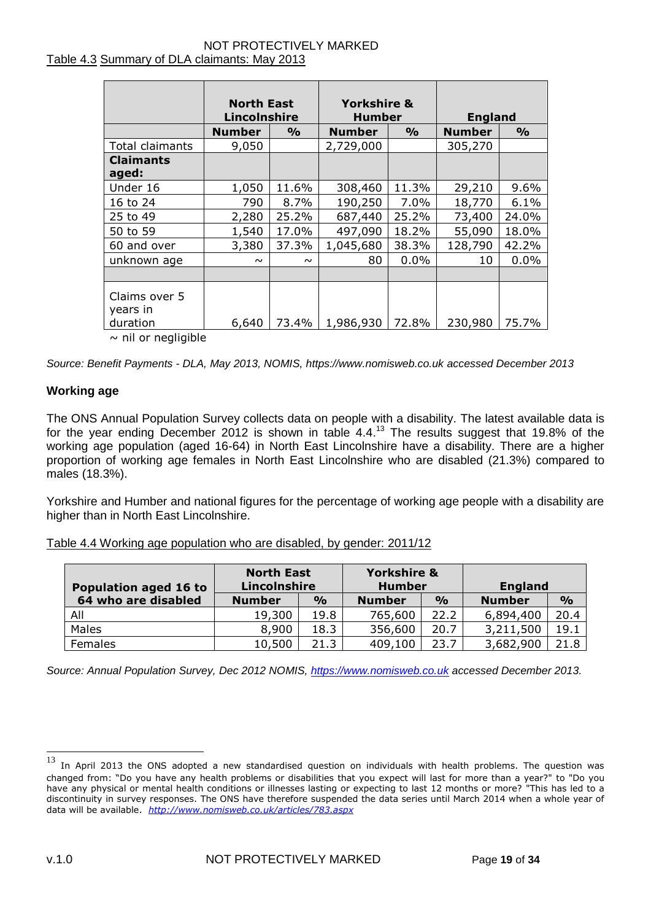Table 4.3 Summary of DLA claimants: May 2013

| | North East Lincolnshire | | Yorkshire & Humber | | England | |
|---|---|---|---|---|---|---|
| | **Number** | **%** | **Number** | **%** | **Number** | **%** |
| Total claimants | 9,050 | | 2,729,000 | | 305,270 | |
| **Claimants aged:** | | | | | | |
| Under 16 | 1,050 | 11.6% | 308,460 | 11.3% | 29,210 | 9.6% |
| 16 to 24 | 790 | 8.7% | 190,250 | 7.0% | 18,770 | 6.1% |
| 25 to 49 | 2,280 | 25.2% | 687,440 | 25.2% | 73,400 | 24.0% |
| 50 to 59 | 1,540 | 17.0% | 497,090 | 18.2% | 55,090 | 18.0% |
| 60 and over | 3,380 | 37.3% | 1,045,680 | 38.3% | 128,790 | 42.2% |
| unknown age | ~ | ~ | 80 | 0.0% | 10 | 0.0% |
| | | | | | | |
| Claims over 5 years in duration | 6,640 | 73.4% | 1,986,930 | 72.8% | 230,980 | 75.7% |

~ nil or negligible

*Source: Benefit Payments - DLA, May 2013, NOMIS, https://www.nomisweb.co.uk accessed December 2013*

### Working age

The ONS Annual Population Survey collects data on people with a disability. The latest available data is for the year ending December 2012 is shown in table 4.4.[13] The results suggest that 19.8% of the working age population (aged 16-64) in North East Lincolnshire have a disability. There are a higher proportion of working age females in North East Lincolnshire who are disabled (21.3%) compared to males (18.3%).

Yorkshire and Humber and national figures for the percentage of working age people with a disability are higher than in North East Lincolnshire.

Table 4.4 Working age population who are disabled, by gender: 2011/12

| Population aged 16 to 64 who are disabled | North East Lincolnshire | | Yorkshire & Humber | | England | |
|---|---|---|---|---|---|---|
| | **Number** | **%** | **Number** | **%** | **Number** | **%** |
| All | 19,300 | 19.8 | 765,600 | 22.2 | 6,894,400 | 20.4 |
| Males | 8,900 | 18.3 | 356,600 | 20.7 | 3,211,500 | 19.1 |
| Females | 10,500 | 21.3 | 409,100 | 23.7 | 3,682,900 | 21.8 |

*Source: Annual Population Survey, Dec 2012 NOMIS, https://www.nomisweb.co.uk accessed December 2013.*

[13] In April 2013 the ONS adopted a new standardised question on individuals with health problems. The question was changed from: "Do you have any health problems or disabilities that you expect will last for more than a year?" to "Do you have any physical or mental health conditions or illnesses lasting or expecting to last 12 months or more? "This has led to a discontinuity in survey responses. The ONS have therefore suspended the data series until March 2014 when a whole year of data will be available. *http://www.nomisweb.co.uk/articles/783.aspx*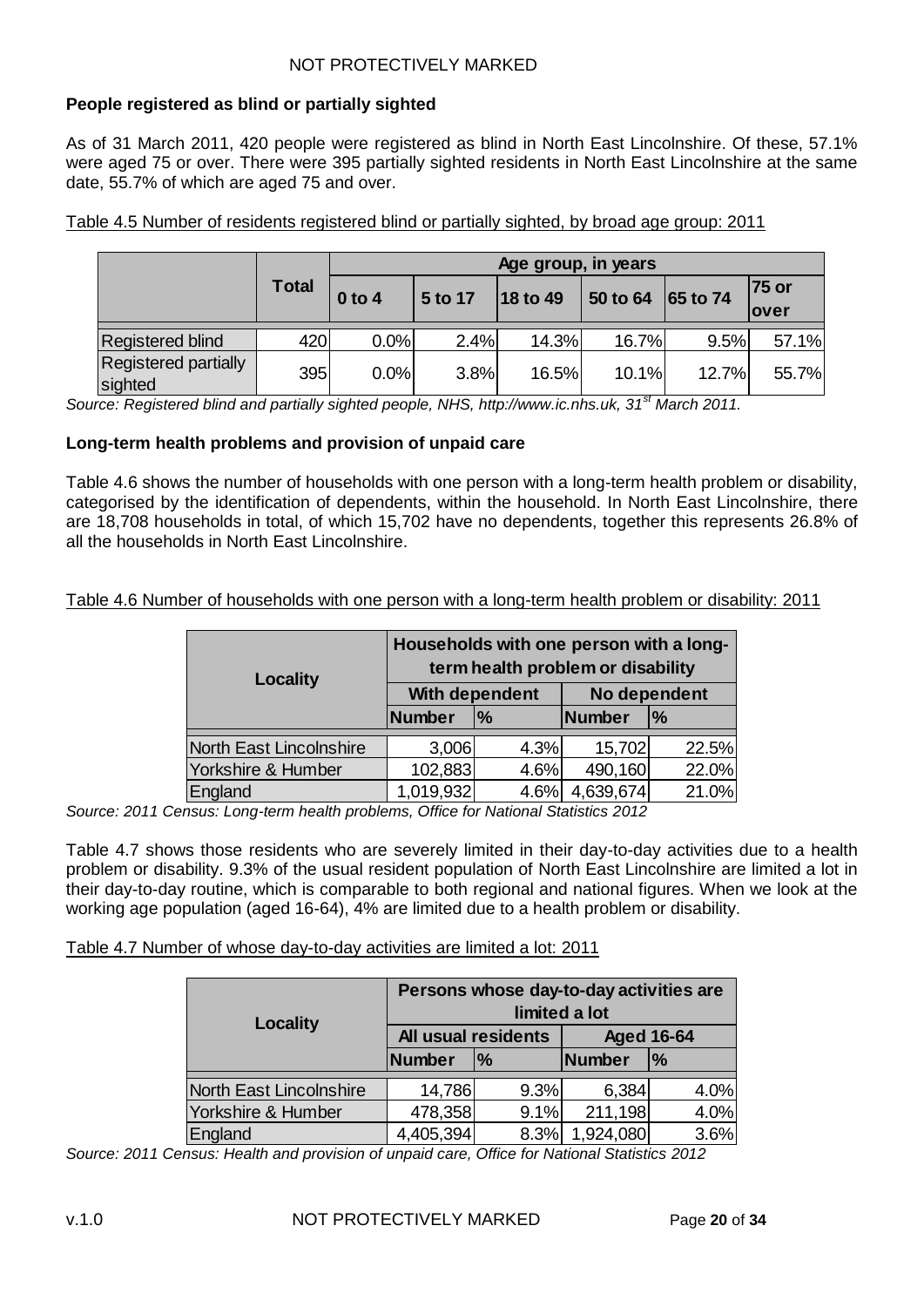**People registered as blind or partially sighted**

As of 31 March 2011, 420 people were registered as blind in North East Lincolnshire. Of these, 57.1% were aged 75 or over. There were 395 partially sighted residents in North East Lincolnshire at the same date, 55.7% of which are aged 75 and over.

Table 4.5 Number of residents registered blind or partially sighted, by broad age group: 2011

| | Total | Age group, in years | | | | | |
|---|---|---|---|---|---|---|---|
| | | 0 to 4 | 5 to 17 | 18 to 49 | 50 to 64 | 65 to 74 | 75 or over |
| Registered blind | 420 | 0.0% | 2.4% | 14.3% | 16.7% | 9.5% | 57.1% |
| Registered partially sighted | 395 | 0.0% | 3.8% | 16.5% | 10.1% | 12.7% | 55.7% |

*Source: Registered blind and partially sighted people, NHS, http://www.ic.nhs.uk, 31st March 2011.*

**Long-term health problems and provision of unpaid care**

Table 4.6 shows the number of households with one person with a long-term health problem or disability, categorised by the identification of dependents, within the household. In North East Lincolnshire, there are 18,708 households in total, of which 15,702 have no dependents, together this represents 26.8% of all the households in North East Lincolnshire.

Table 4.6 Number of households with one person with a long-term health problem or disability: 2011

| Locality | Households with one person with a long-term health problem or disability | | | |
|---|---|---|---|---|
| | With dependent | | No dependent | |
| | Number | % | Number | % |
| North East Lincolnshire | 3,006 | 4.3% | 15,702 | 22.5% |
| Yorkshire & Humber | 102,883 | 4.6% | 490,160 | 22.0% |
| England | 1,019,932 | 4.6% | 4,639,674 | 21.0% |

*Source: 2011 Census: Long-term health problems, Office for National Statistics 2012*

Table 4.7 shows those residents who are severely limited in their day-to-day activities due to a health problem or disability. 9.3% of the usual resident population of North East Lincolnshire are limited a lot in their day-to-day routine, which is comparable to both regional and national figures. When we look at the working age population (aged 16-64), 4% are limited due to a health problem or disability.

Table 4.7 Number of whose day-to-day activities are limited a lot: 2011

| Locality | Persons whose day-to-day activities are limited a lot | | | |
|---|---|---|---|---|
| | All usual residents | | Aged 16-64 | |
| | Number | % | Number | % |
| North East Lincolnshire | 14,786 | 9.3% | 6,384 | 4.0% |
| Yorkshire & Humber | 478,358 | 9.1% | 211,198 | 4.0% |
| England | 4,405,394 | 8.3% | 1,924,080 | 3.6% |

*Source: 2011 Census: Health and provision of unpaid care, Office for National Statistics 2012*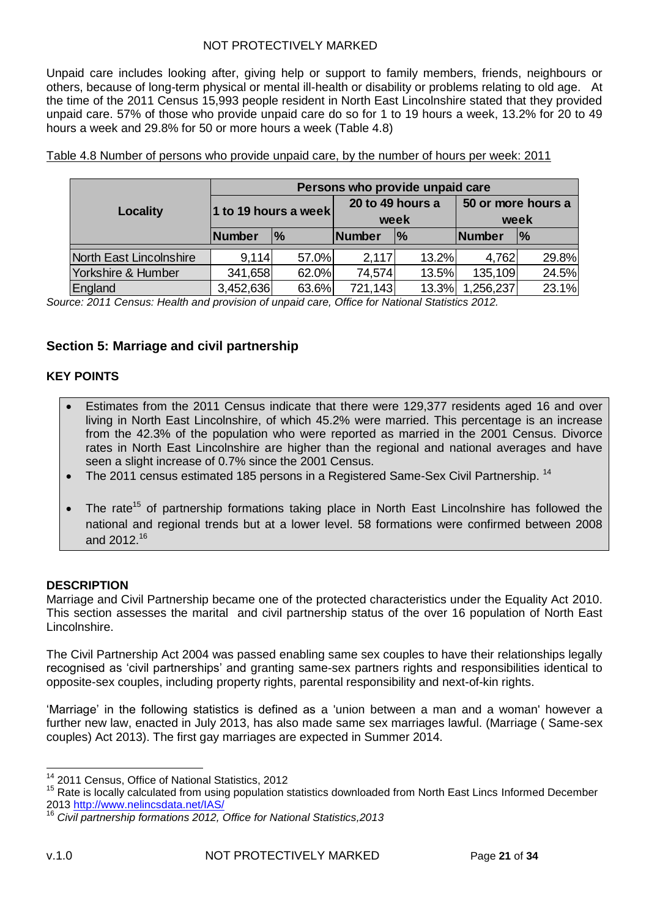Unpaid care includes looking after, giving help or support to family members, friends, neighbours or others, because of long-term physical or mental ill-health or disability or problems relating to old age. At the time of the 2011 Census 15,993 people resident in North East Lincolnshire stated that they provided unpaid care. 57% of those who provide unpaid care do so for 1 to 19 hours a week, 13.2% for 20 to 49 hours a week and 29.8% for 50 or more hours a week (Table 4.8)

Table 4.8 Number of persons who provide unpaid care, by the number of hours per week: 2011

| Locality | Persons who provide unpaid care | | | | | |
|---|---|---|---|---|---|---|
| | 1 to 19 hours a week | | 20 to 49 hours a week | | 50 or more hours a week | |
| | Number | % | Number | % | Number | % |
| North East Lincolnshire | 9,114 | 57.0% | 2,117 | 13.2% | 4,762 | 29.8% |
| Yorkshire & Humber | 341,658 | 62.0% | 74,574 | 13.5% | 135,109 | 24.5% |
| England | 3,452,636 | 63.6% | 721,143 | 13.3% | 1,256,237 | 23.1% |

*Source: 2011 Census: Health and provision of unpaid care, Office for National Statistics 2012.*

## Section 5: Marriage and civil partnership

### KEY POINTS

- Estimates from the 2011 Census indicate that there were 129,377 residents aged 16 and over living in North East Lincolnshire, of which 45.2% were married. This percentage is an increase from the 42.3% of the population who were reported as married in the 2001 Census. Divorce rates in North East Lincolnshire are higher than the regional and national averages and have seen a slight increase of 0.7% since the 2001 Census.
- The 2011 census estimated 185 persons in a Registered Same-Sex Civil Partnership. [14]
- The rate[15] of partnership formations taking place in North East Lincolnshire has followed the national and regional trends but at a lower level. 58 formations were confirmed between 2008 and 2012.[16]

### DESCRIPTION

Marriage and Civil Partnership became one of the protected characteristics under the Equality Act 2010. This section assesses the marital and civil partnership status of the over 16 population of North East Lincolnshire.

The Civil Partnership Act 2004 was passed enabling same sex couples to have their relationships legally recognised as 'civil partnerships' and granting same-sex partners rights and responsibilities identical to opposite-sex couples, including property rights, parental responsibility and next-of-kin rights.

'Marriage' in the following statistics is defined as a 'union between a man and a woman' however a further new law, enacted in July 2013, has also made same sex marriages lawful. (Marriage ( Same-sex couples) Act 2013). The first gay marriages are expected in Summer 2014.

---

[14] 2011 Census, Office of National Statistics, 2012

[15] Rate is locally calculated from using population statistics downloaded from North East Lincs Informed December 2013 http://www.nelincsdata.net/IAS/

[16] *Civil partnership formations 2012, Office for National Statistics,2013*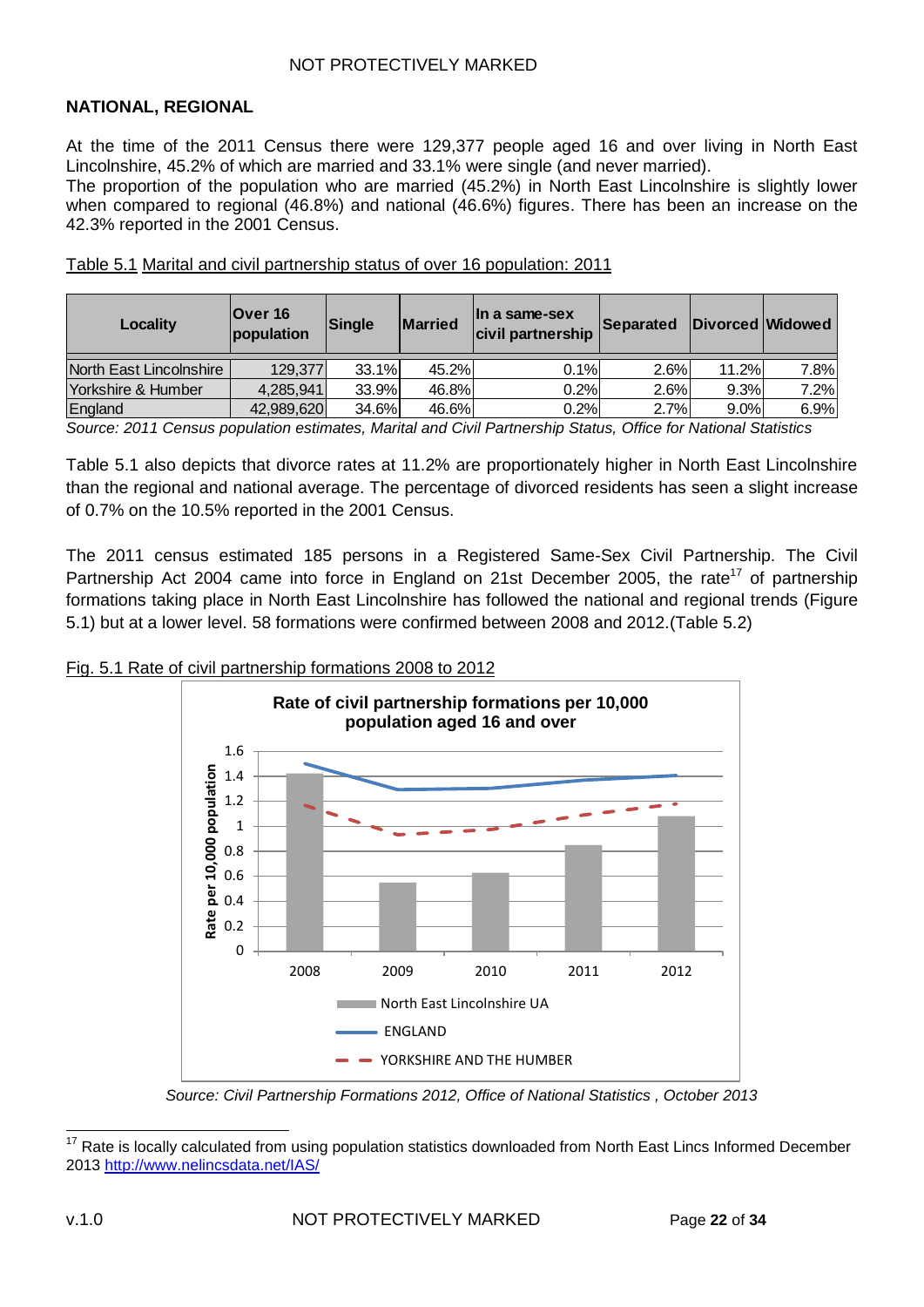## NATIONAL, REGIONAL

At the time of the 2011 Census there were 129,377 people aged 16 and over living in North East Lincolnshire, 45.2% of which are married and 33.1% were single (and never married).
The proportion of the population who are married (45.2%) in North East Lincolnshire is slightly lower when compared to regional (46.8%) and national (46.6%) figures. There has been an increase on the 42.3% reported in the 2001 Census.

Table 5.1 Marital and civil partnership status of over 16 population: 2011

| Locality | Over 16 population | Single | Married | In a same-sex civil partnership | Separated | Divorced | Widowed |
|---|---|---|---|---|---|---|---|
| North East Lincolnshire | 129,377 | 33.1% | 45.2% | 0.1% | 2.6% | 11.2% | 7.8% |
| Yorkshire & Humber | 4,285,941 | 33.9% | 46.8% | 0.2% | 2.6% | 9.3% | 7.2% |
| England | 42,989,620 | 34.6% | 46.6% | 0.2% | 2.7% | 9.0% | 6.9% |

*Source: 2011 Census population estimates, Marital and Civil Partnership Status, Office for National Statistics*

Table 5.1 also depicts that divorce rates at 11.2% are proportionately higher in North East Lincolnshire than the regional and national average. The percentage of divorced residents has seen a slight increase of 0.7% on the 10.5% reported in the 2001 Census.

The 2011 census estimated 185 persons in a Registered Same-Sex Civil Partnership. The Civil Partnership Act 2004 came into force in England on 21st December 2005, the rate[17] of partnership formations taking place in North East Lincolnshire has followed the national and regional trends (Figure 5.1) but at a lower level. 58 formations were confirmed between 2008 and 2012.(Table 5.2)

Fig. 5.1 Rate of civil partnership formations 2008 to 2012

**Rate of civil partnership formations per 10,000 population aged 16 and over**

*Source: Civil Partnership Formations 2012, Office of National Statistics , October 2013*

[17] Rate is locally calculated from using population statistics downloaded from North East Lincs Informed December 2013 http://www.nelincsdata.net/IAS/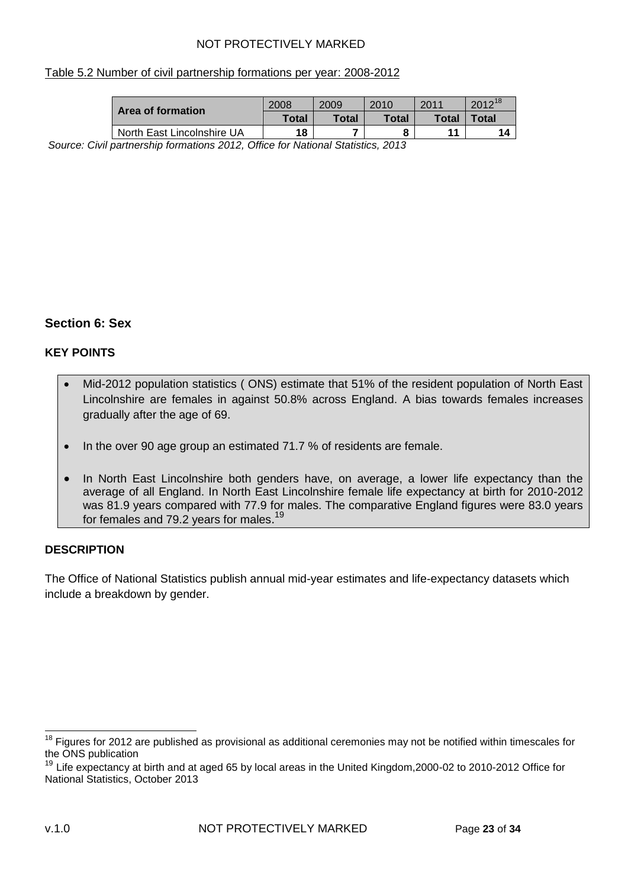Table 5.2 Number of civil partnership formations per year: 2008-2012

| Area of formation | 2008 | 2009 | 2010 | 2011 | 2012[18] |
|---|---|---|---|---|---|
| | Total | Total | Total | Total | Total |
| North East Lincolnshire UA | 18 | 7 | 8 | 11 | 14 |

*Source: Civil partnership formations 2012, Office for National Statistics, 2013*

## Section 6: Sex

### KEY POINTS

- Mid-2012 population statistics ( ONS) estimate that 51% of the resident population of North East Lincolnshire are females in against 50.8% across England. A bias towards females increases gradually after the age of 69.
- In the over 90 age group an estimated 71.7 % of residents are female.
- In North East Lincolnshire both genders have, on average, a lower life expectancy than the average of all England. In North East Lincolnshire female life expectancy at birth for 2010-2012 was 81.9 years compared with 77.9 for males. The comparative England figures were 83.0 years for females and 79.2 years for males.[19]

### DESCRIPTION

The Office of National Statistics publish annual mid-year estimates and life-expectancy datasets which include a breakdown by gender.

---

[18] Figures for 2012 are published as provisional as additional ceremonies may not be notified within timescales for the ONS publication

[19] Life expectancy at birth and at aged 65 by local areas in the United Kingdom,2000-02 to 2010-2012 Office for National Statistics, October 2013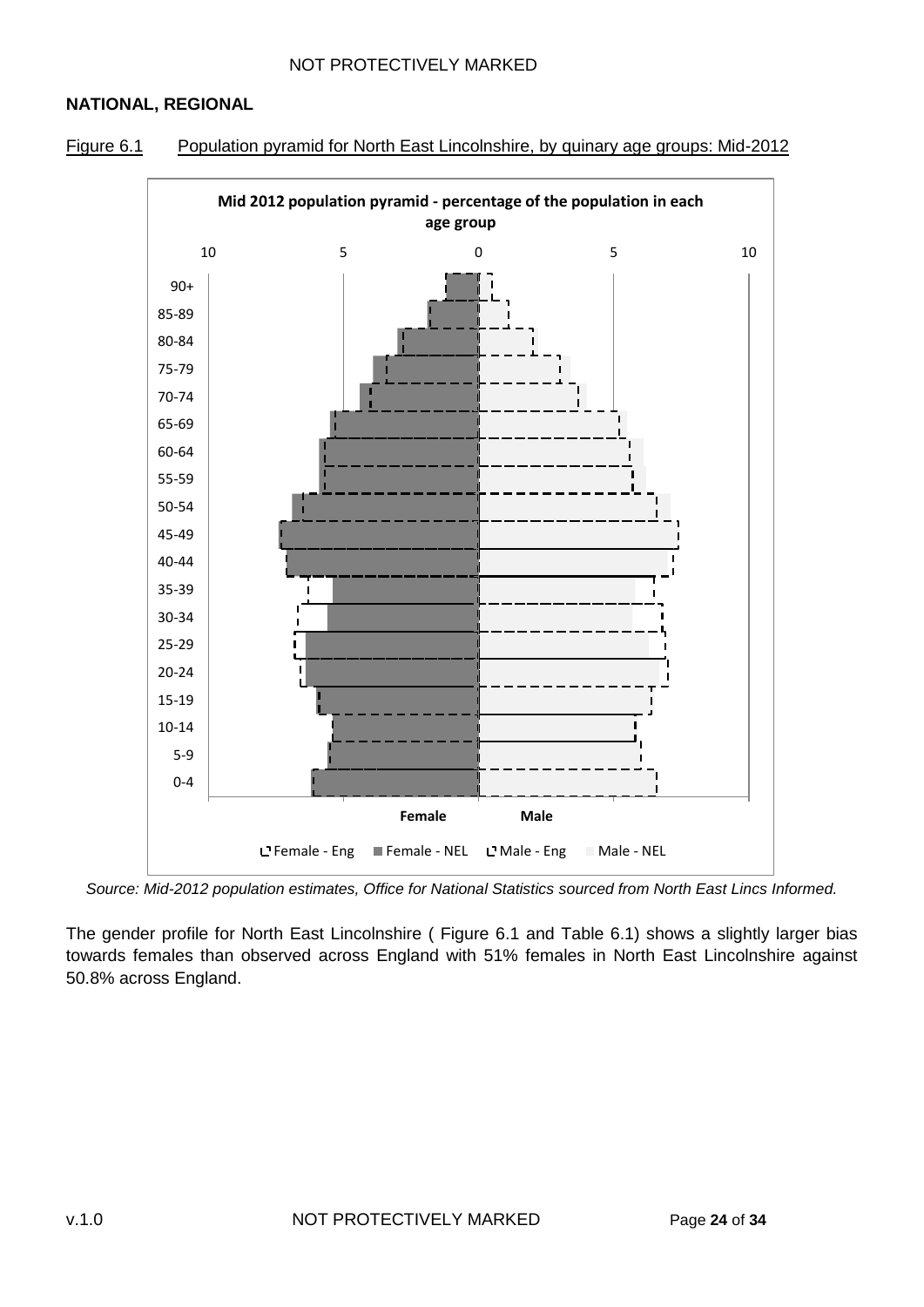## NATIONAL, REGIONAL

Figure 6.1 Population pyramid for North East Lincolnshire, by quinary age groups: Mid-2012

*Source: Mid-2012 population estimates, Office for National Statistics sourced from North East Lincs Informed.*

The gender profile for North East Lincolnshire ( Figure 6.1 and Table 6.1) shows a slightly larger bias towards females than observed across England with 51% females in North East Lincolnshire against 50.8% across England.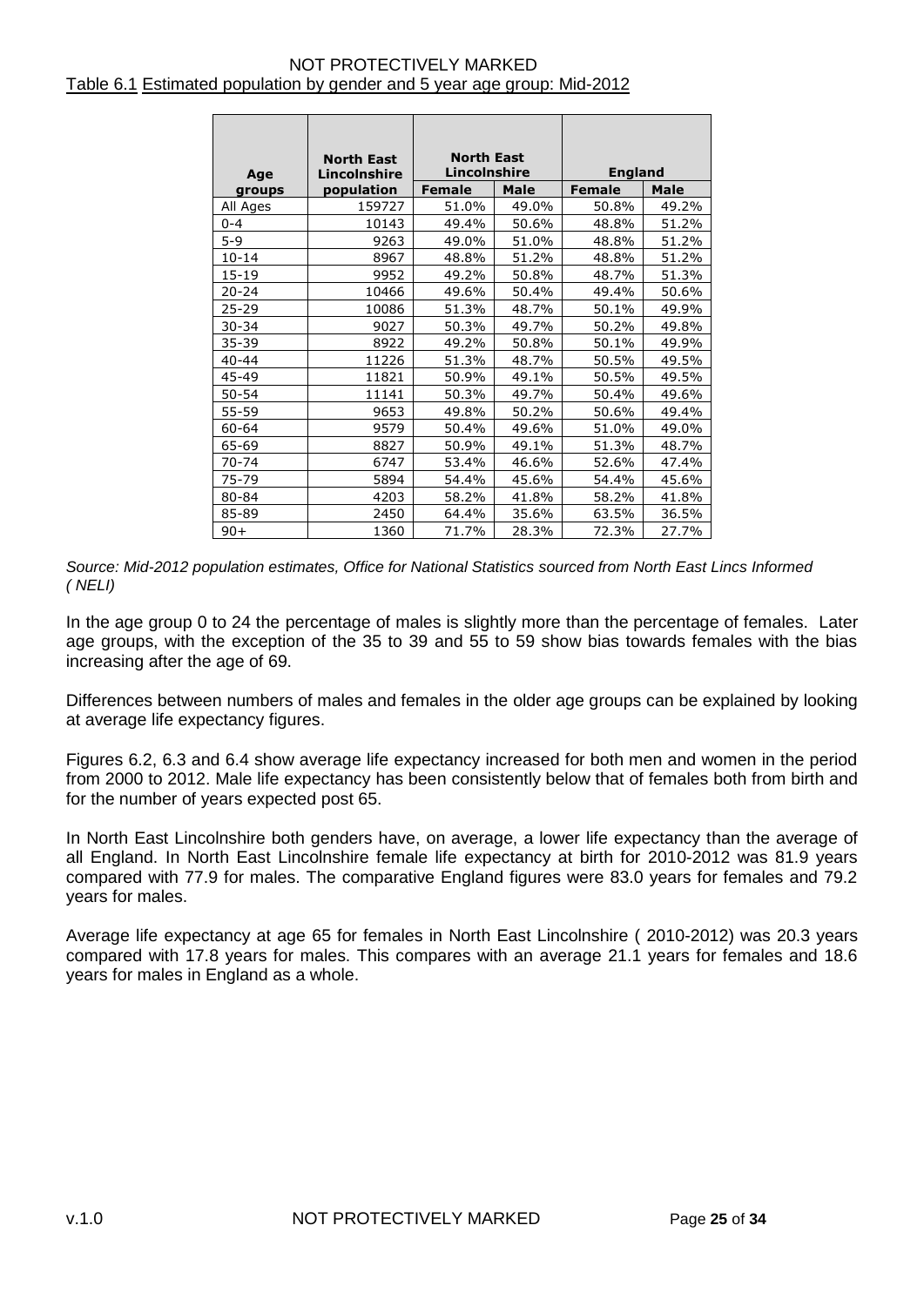Table 6.1 Estimated population by gender and 5 year age group: Mid-2012

| Age groups | North East Lincolnshire population | North East Lincolnshire | | England | |
|---|---|---|---|---|---|
| | | Female | Male | Female | Male |
| All Ages | 159727 | 51.0% | 49.0% | 50.8% | 49.2% |
| 0-4 | 10143 | 49.4% | 50.6% | 48.8% | 51.2% |
| 5-9 | 9263 | 49.0% | 51.0% | 48.8% | 51.2% |
| 10-14 | 8967 | 48.8% | 51.2% | 48.8% | 51.2% |
| 15-19 | 9952 | 49.2% | 50.8% | 48.7% | 51.3% |
| 20-24 | 10466 | 49.6% | 50.4% | 49.4% | 50.6% |
| 25-29 | 10086 | 51.3% | 48.7% | 50.1% | 49.9% |
| 30-34 | 9027 | 50.3% | 49.7% | 50.2% | 49.8% |
| 35-39 | 8922 | 49.2% | 50.8% | 50.1% | 49.9% |
| 40-44 | 11226 | 51.3% | 48.7% | 50.5% | 49.5% |
| 45-49 | 11821 | 50.9% | 49.1% | 50.5% | 49.5% |
| 50-54 | 11141 | 50.3% | 49.7% | 50.4% | 49.6% |
| 55-59 | 9653 | 49.8% | 50.2% | 50.6% | 49.4% |
| 60-64 | 9579 | 50.4% | 49.6% | 51.0% | 49.0% |
| 65-69 | 8827 | 50.9% | 49.1% | 51.3% | 48.7% |
| 70-74 | 6747 | 53.4% | 46.6% | 52.6% | 47.4% |
| 75-79 | 5894 | 54.4% | 45.6% | 54.4% | 45.6% |
| 80-84 | 4203 | 58.2% | 41.8% | 58.2% | 41.8% |
| 85-89 | 2450 | 64.4% | 35.6% | 63.5% | 36.5% |
| 90+ | 1360 | 71.7% | 28.3% | 72.3% | 27.7% |

*Source: Mid-2012 population estimates, Office for National Statistics sourced from North East Lincs Informed ( NELI)*

In the age group 0 to 24 the percentage of males is slightly more than the percentage of females. Later age groups, with the exception of the 35 to 39 and 55 to 59 show bias towards females with the bias increasing after the age of 69.

Differences between numbers of males and females in the older age groups can be explained by looking at average life expectancy figures.

Figures 6.2, 6.3 and 6.4 show average life expectancy increased for both men and women in the period from 2000 to 2012. Male life expectancy has been consistently below that of females both from birth and for the number of years expected post 65.

In North East Lincolnshire both genders have, on average, a lower life expectancy than the average of all England. In North East Lincolnshire female life expectancy at birth for 2010-2012 was 81.9 years compared with 77.9 for males. The comparative England figures were 83.0 years for females and 79.2 years for males.

Average life expectancy at age 65 for females in North East Lincolnshire ( 2010-2012) was 20.3 years compared with 17.8 years for males. This compares with an average 21.1 years for females and 18.6 years for males in England as a whole.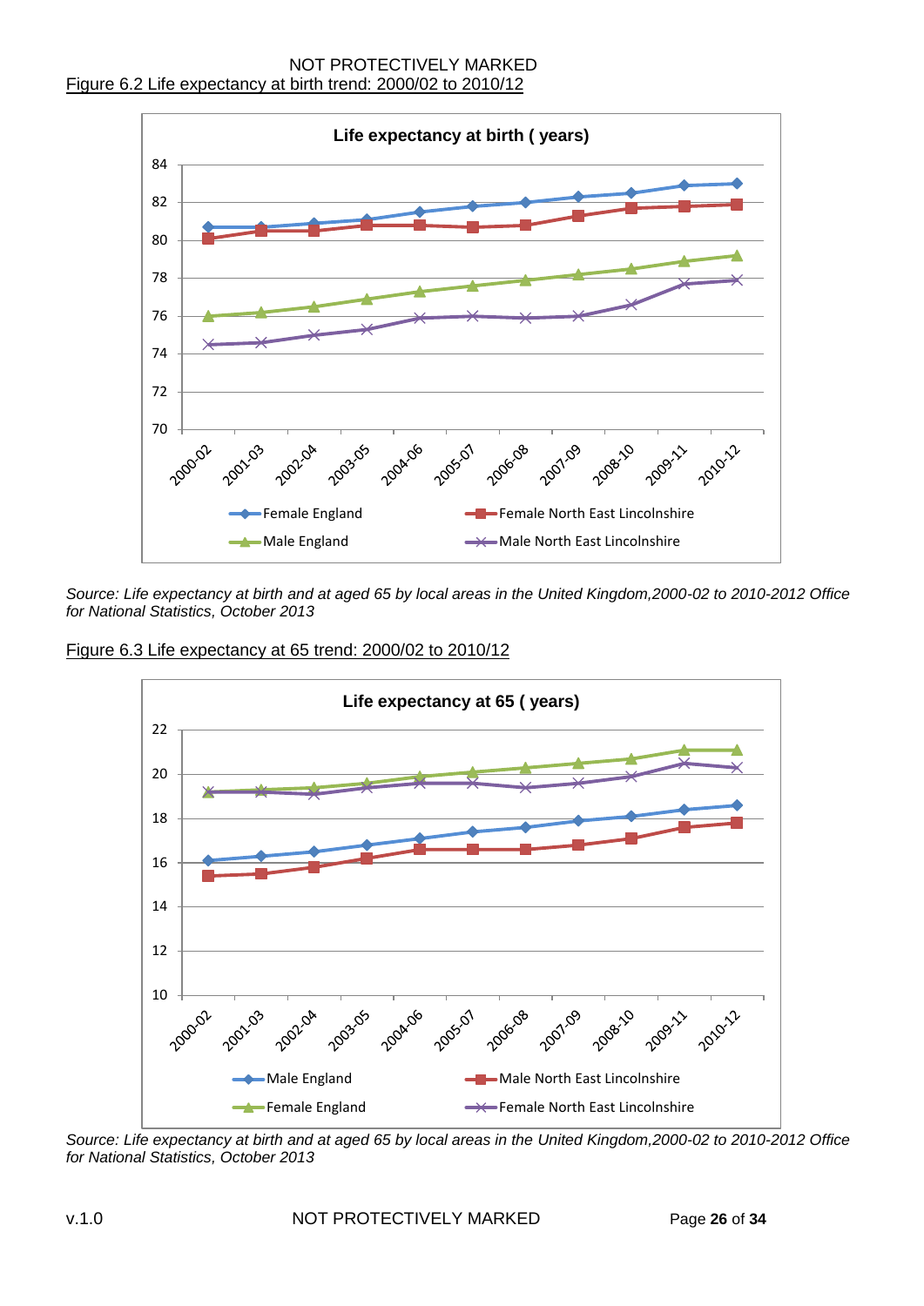Figure 6.2 Life expectancy at birth trend: 2000/02 to 2010/12

*Source: Life expectancy at birth and at aged 65 by local areas in the United Kingdom,2000-02 to 2010-2012 Office for National Statistics, October 2013*

Figure 6.3 Life expectancy at 65 trend: 2000/02 to 2010/12

*Source: Life expectancy at birth and at aged 65 by local areas in the United Kingdom,2000-02 to 2010-2012 Office for National Statistics, October 2013*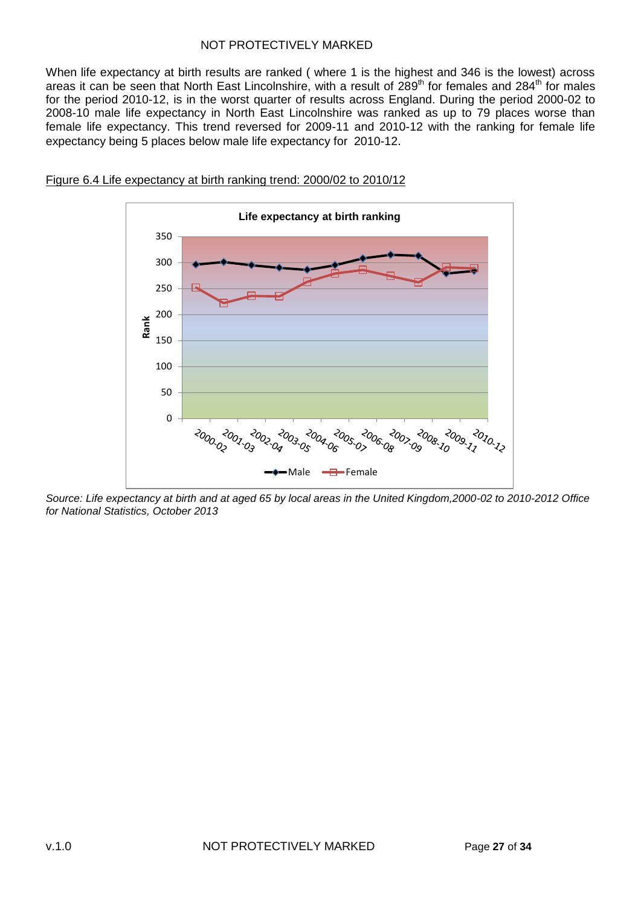When life expectancy at birth results are ranked ( where 1 is the highest and 346 is the lowest) across areas it can be seen that North East Lincolnshire, with a result of 289th for females and 284th for males for the period 2010-12, is in the worst quarter of results across England. During the period 2000-02 to 2008-10 male life expectancy in North East Lincolnshire was ranked as up to 79 places worse than female life expectancy. This trend reversed for 2009-11 and 2010-12 with the ranking for female life expectancy being 5 places below male life expectancy for 2010-12.

Figure 6.4 Life expectancy at birth ranking trend: 2000/02 to 2010/12

*Source: Life expectancy at birth and at aged 65 by local areas in the United Kingdom,2000-02 to 2010-2012 Office for National Statistics, October 2013*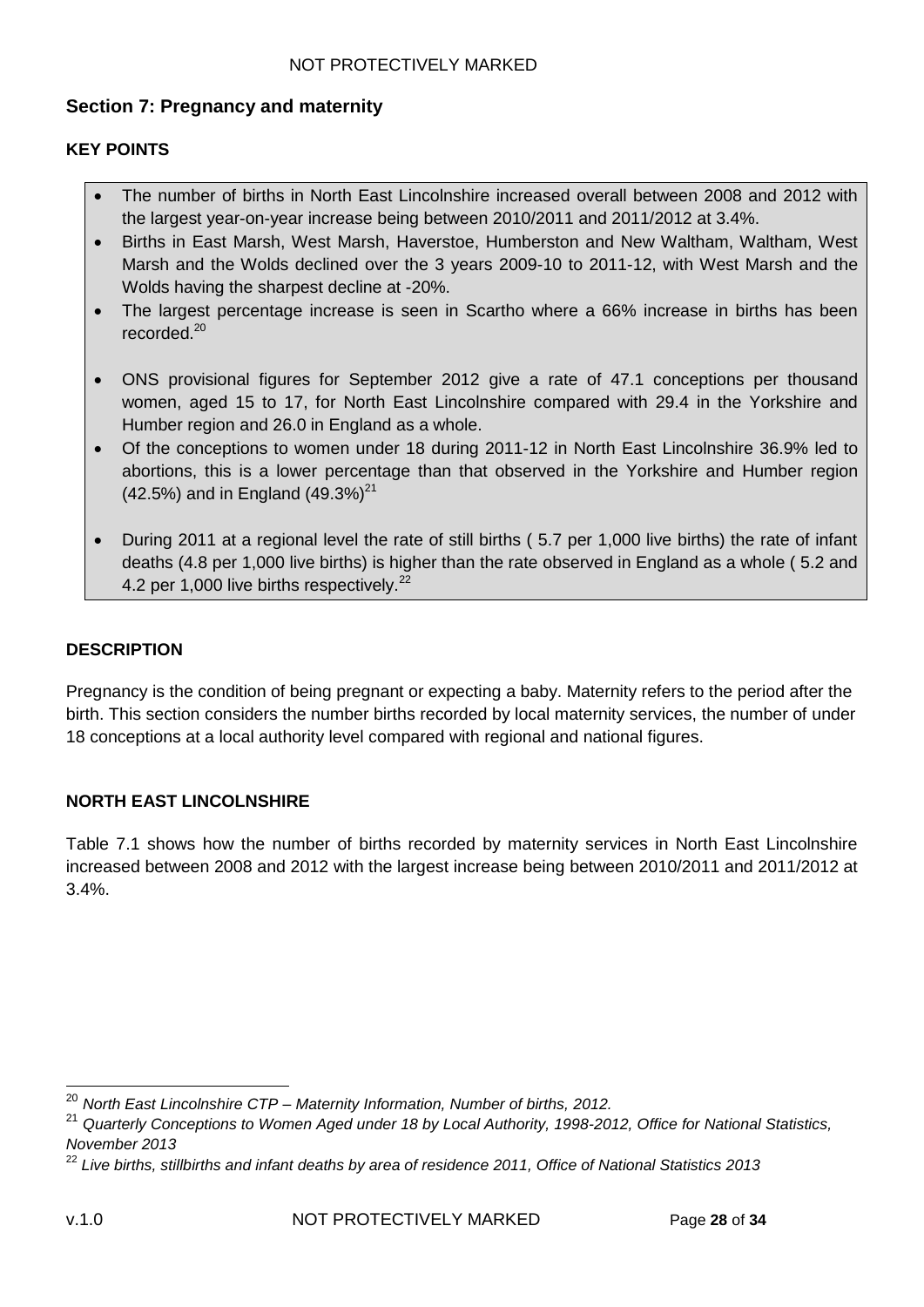## Section 7: Pregnancy and maternity

### KEY POINTS

- The number of births in North East Lincolnshire increased overall between 2008 and 2012 with the largest year-on-year increase being between 2010/2011 and 2011/2012 at 3.4%.
- Births in East Marsh, West Marsh, Haverstoe, Humberston and New Waltham, Waltham, West Marsh and the Wolds declined over the 3 years 2009-10 to 2011-12, with West Marsh and the Wolds having the sharpest decline at -20%.
- The largest percentage increase is seen in Scartho where a 66% increase in births has been recorded.[20]

- ONS provisional figures for September 2012 give a rate of 47.1 conceptions per thousand women, aged 15 to 17, for North East Lincolnshire compared with 29.4 in the Yorkshire and Humber region and 26.0 in England as a whole.
- Of the conceptions to women under 18 during 2011-12 in North East Lincolnshire 36.9% led to abortions, this is a lower percentage than that observed in the Yorkshire and Humber region (42.5%) and in England (49.3%)[21]

- During 2011 at a regional level the rate of still births ( 5.7 per 1,000 live births) the rate of infant deaths (4.8 per 1,000 live births) is higher than the rate observed in England as a whole ( 5.2 and 4.2 per 1,000 live births respectively.[22]

### DESCRIPTION

Pregnancy is the condition of being pregnant or expecting a baby. Maternity refers to the period after the birth. This section considers the number births recorded by local maternity services, the number of under 18 conceptions at a local authority level compared with regional and national figures.

### NORTH EAST LINCOLNSHIRE

Table 7.1 shows how the number of births recorded by maternity services in North East Lincolnshire increased between 2008 and 2012 with the largest increase being between 2010/2011 and 2011/2012 at 3.4%.

---

[20] *North East Lincolnshire CTP – Maternity Information, Number of births, 2012.*

[21] *Quarterly Conceptions to Women Aged under 18 by Local Authority, 1998-2012, Office for National Statistics, November 2013*

[22] *Live births, stillbirths and infant deaths by area of residence 2011, Office of National Statistics 2013*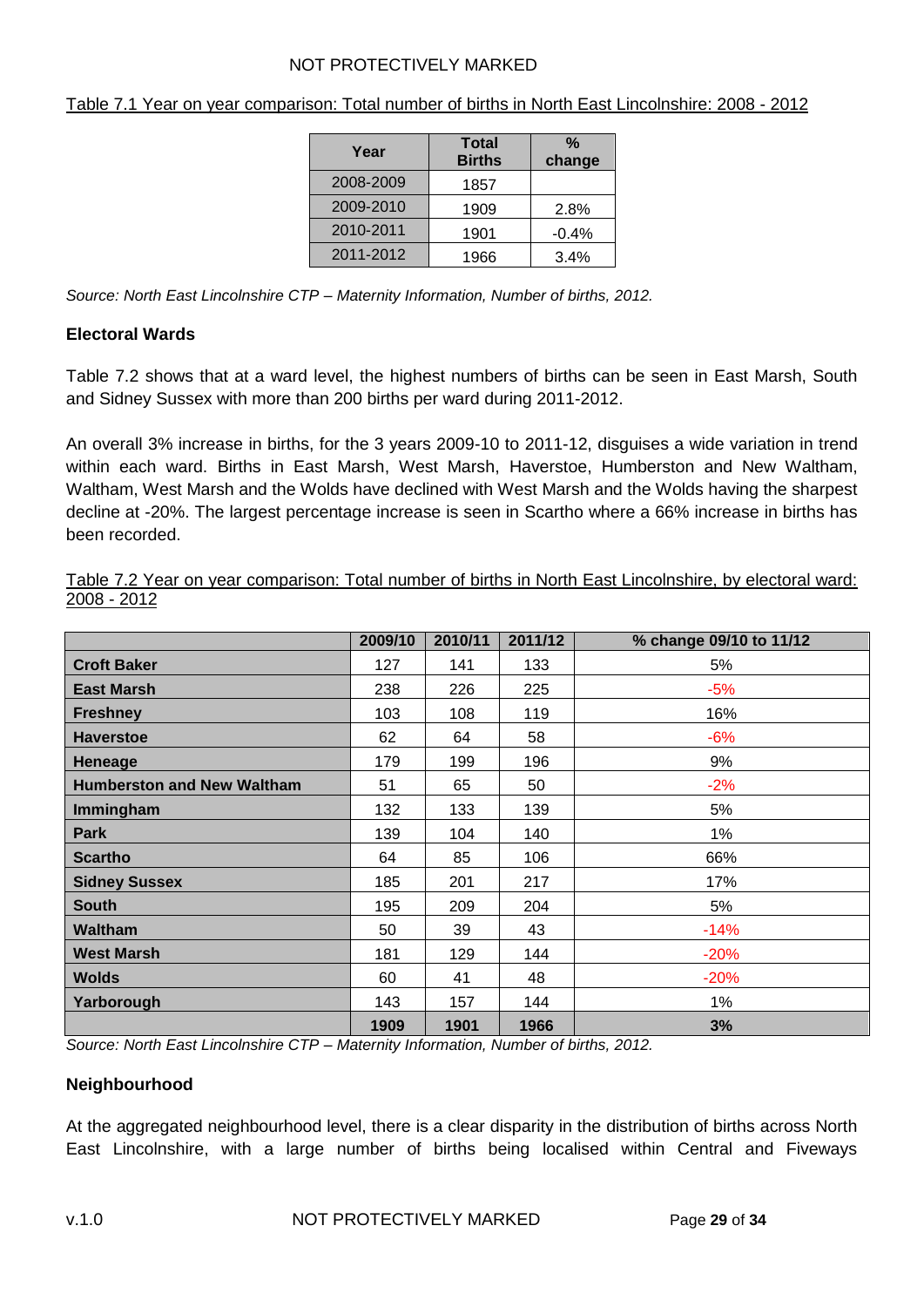Table 7.1 Year on year comparison: Total number of births in North East Lincolnshire: 2008 - 2012

| Year | Total Births | % change |
|---|---|---|
| 2008-2009 | 1857 | |
| 2009-2010 | 1909 | 2.8% |
| 2010-2011 | 1901 | -0.4% |
| 2011-2012 | 1966 | 3.4% |

*Source: North East Lincolnshire CTP – Maternity Information, Number of births, 2012.*

**Electoral Wards**

Table 7.2 shows that at a ward level, the highest numbers of births can be seen in East Marsh, South and Sidney Sussex with more than 200 births per ward during 2011-2012.

An overall 3% increase in births, for the 3 years 2009-10 to 2011-12, disguises a wide variation in trend within each ward. Births in East Marsh, West Marsh, Haverstoe, Humberston and New Waltham, Waltham, West Marsh and the Wolds have declined with West Marsh and the Wolds having the sharpest decline at -20%. The largest percentage increase is seen in Scartho where a 66% increase in births has been recorded.

Table 7.2 Year on year comparison: Total number of births in North East Lincolnshire, by electoral ward: 2008 - 2012

| | 2009/10 | 2010/11 | 2011/12 | % change 09/10 to 11/12 |
|---|---|---|---|---|
| **Croft Baker** | 127 | 141 | 133 | 5% |
| **East Marsh** | 238 | 226 | 225 | -5% |
| **Freshney** | 103 | 108 | 119 | 16% |
| **Haverstoe** | 62 | 64 | 58 | -6% |
| **Heneage** | 179 | 199 | 196 | 9% |
| **Humberston and New Waltham** | 51 | 65 | 50 | -2% |
| **Immingham** | 132 | 133 | 139 | 5% |
| **Park** | 139 | 104 | 140 | 1% |
| **Scartho** | 64 | 85 | 106 | 66% |
| **Sidney Sussex** | 185 | 201 | 217 | 17% |
| **South** | 195 | 209 | 204 | 5% |
| **Waltham** | 50 | 39 | 43 | -14% |
| **West Marsh** | 181 | 129 | 144 | -20% |
| **Wolds** | 60 | 41 | 48 | -20% |
| **Yarborough** | 143 | 157 | 144 | 1% |
| | **1909** | **1901** | **1966** | **3%** |

*Source: North East Lincolnshire CTP – Maternity Information, Number of births, 2012.*

**Neighbourhood**

At the aggregated neighbourhood level, there is a clear disparity in the distribution of births across North East Lincolnshire, with a large number of births being localised within Central and Fiveways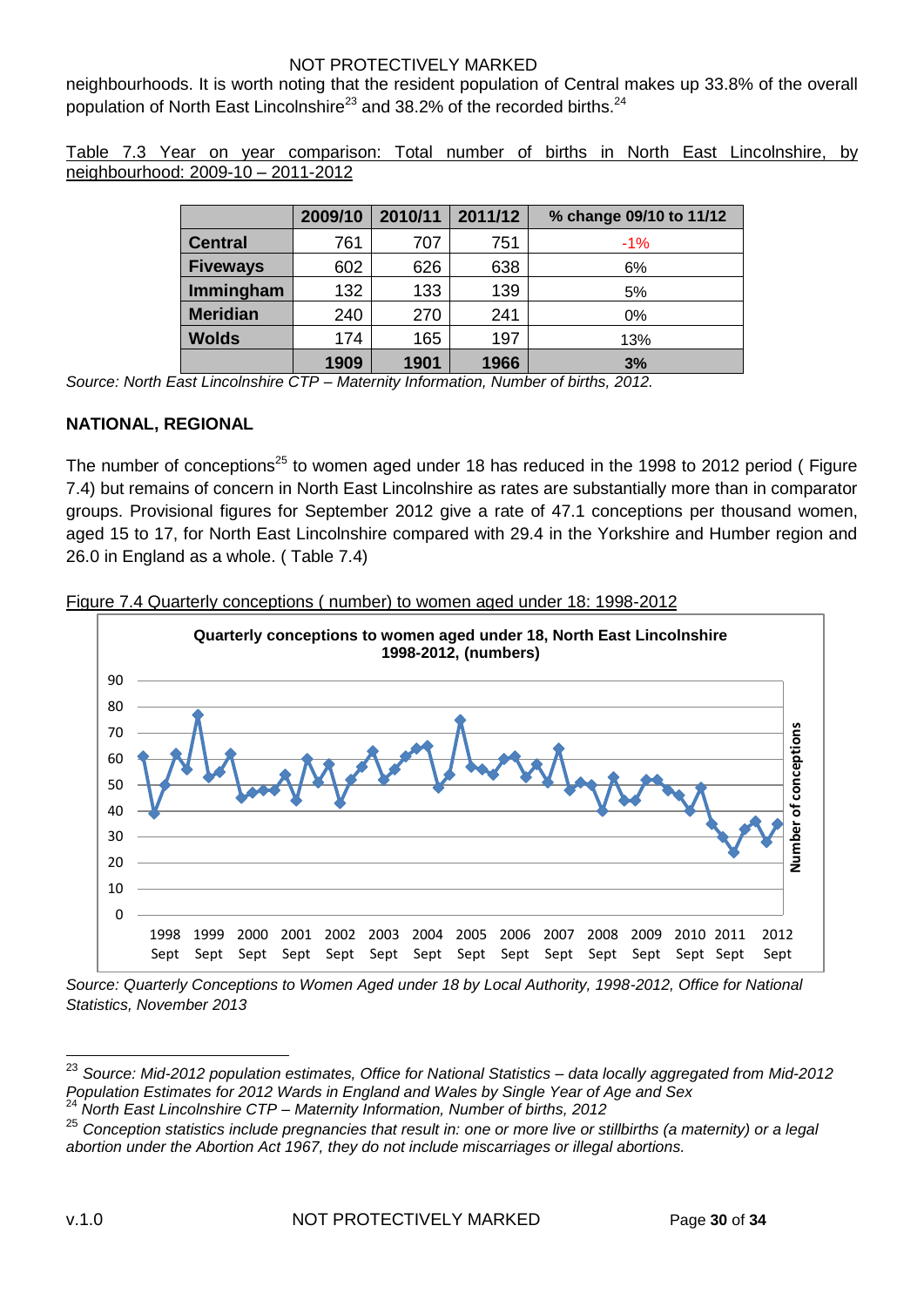neighbourhoods. It is worth noting that the resident population of Central makes up 33.8% of the overall population of North East Lincolnshire[23] and 38.2% of the recorded births.[24]

Table 7.3 Year on year comparison: Total number of births in North East Lincolnshire, by neighbourhood: 2009-10 – 2011-2012

| | 2009/10 | 2010/11 | 2011/12 | % change 09/10 to 11/12 |
|---|---|---|---|---|
| **Central** | 761 | 707 | 751 | -1% |
| **Fiveways** | 602 | 626 | 638 | 6% |
| **Immingham** | 132 | 133 | 139 | 5% |
| **Meridian** | 240 | 270 | 241 | 0% |
| **Wolds** | 174 | 165 | 197 | 13% |
| | **1909** | **1901** | **1966** | **3%** |

*Source: North East Lincolnshire CTP – Maternity Information, Number of births, 2012.*

**NATIONAL, REGIONAL**

The number of conceptions[25] to women aged under 18 has reduced in the 1998 to 2012 period ( Figure 7.4) but remains of concern in North East Lincolnshire as rates are substantially more than in comparator groups. Provisional figures for September 2012 give a rate of 47.1 conceptions per thousand women, aged 15 to 17, for North East Lincolnshire compared with 29.4 in the Yorkshire and Humber region and 26.0 in England as a whole. ( Table 7.4)

Figure 7.4 Quarterly conceptions ( number) to women aged under 18: 1998-2012

*Source: Quarterly Conceptions to Women Aged under 18 by Local Authority, 1998-2012, Office for National Statistics, November 2013*

---

[23] *Source: Mid-2012 population estimates, Office for National Statistics – data locally aggregated from Mid-2012 Population Estimates for 2012 Wards in England and Wales by Single Year of Age and Sex*

[24] *North East Lincolnshire CTP – Maternity Information, Number of births, 2012*

[25] *Conception statistics include pregnancies that result in: one or more live or stillbirths (a maternity) or a legal abortion under the Abortion Act 1967, they do not include miscarriages or illegal abortions.*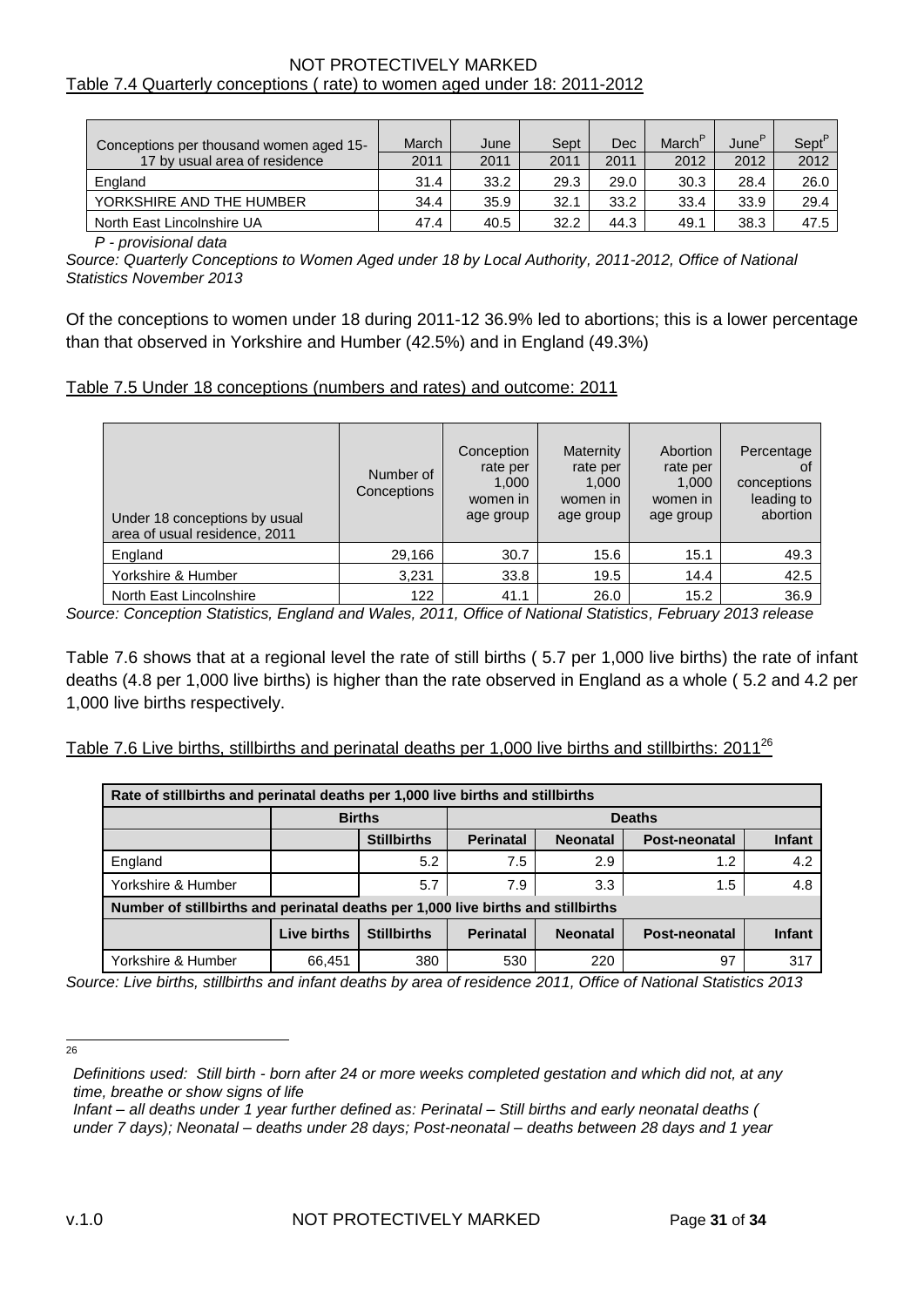Table 7.4 Quarterly conceptions ( rate) to women aged under 18: 2011-2012

| Conceptions per thousand women aged 15-17 by usual area of residence | March 2011 | June 2011 | Sept 2011 | Dec 2011 | March[P] 2012 | June[P] 2012 | Sept[P] 2012 |
|---|---|---|---|---|---|---|---|
| England | 31.4 | 33.2 | 29.3 | 29.0 | 30.3 | 28.4 | 26.0 |
| YORKSHIRE AND THE HUMBER | 34.4 | 35.9 | 32.1 | 33.2 | 33.4 | 33.9 | 29.4 |
| North East Lincolnshire UA | 47.4 | 40.5 | 32.2 | 44.3 | 49.1 | 38.3 | 47.5 |

*P - provisional data*

*Source: Quarterly Conceptions to Women Aged under 18 by Local Authority, 2011-2012, Office of National Statistics November 2013*

Of the conceptions to women under 18 during 2011-12 36.9% led to abortions; this is a lower percentage than that observed in Yorkshire and Humber (42.5%) and in England (49.3%)

Table 7.5 Under 18 conceptions (numbers and rates) and outcome: 2011

| Under 18 conceptions by usual area of usual residence, 2011 | Number of Conceptions | Conception rate per 1,000 women in age group | Maternity rate per 1,000 women in age group | Abortion rate per 1,000 women in age group | Percentage of conceptions leading to abortion |
|---|---|---|---|---|---|
| England | 29,166 | 30.7 | 15.6 | 15.1 | 49.3 |
| Yorkshire & Humber | 3,231 | 33.8 | 19.5 | 14.4 | 42.5 |
| North East Lincolnshire | 122 | 41.1 | 26.0 | 15.2 | 36.9 |

*Source: Conception Statistics, England and Wales, 2011, Office of National Statistics, February 2013 release*

Table 7.6 shows that at a regional level the rate of still births ( 5.7 per 1,000 live births) the rate of infant deaths (4.8 per 1,000 live births) is higher than the rate observed in England as a whole ( 5.2 and 4.2 per 1,000 live births respectively.

Table 7.6 Live births, stillbirths and perinatal deaths per 1,000 live births and stillbirths: 2011[26]

| Rate of stillbirths and perinatal deaths per 1,000 live births and stillbirths | | | | | | |
|---|---|---|---|---|---|---|
| | Births | | Deaths | | | |
| | | Stillbirths | Perinatal | Neonatal | Post-neonatal | Infant |
| England | | 5.2 | 7.5 | 2.9 | 1.2 | 4.2 |
| Yorkshire & Humber | | 5.7 | 7.9 | 3.3 | 1.5 | 4.8 |
| **Number of stillbirths and perinatal deaths per 1,000 live births and stillbirths** | | | | | | |
| | Live births | Stillbirths | Perinatal | Neonatal | Post-neonatal | Infant |
| Yorkshire & Humber | 66,451 | 380 | 530 | 220 | 97 | 317 |

*Source: Live births, stillbirths and infant deaths by area of residence 2011, Office of National Statistics 2013*

---

[26] *Definitions used: Still birth - born after 24 or more weeks completed gestation and which did not, at any time, breathe or show signs of life*

*Infant – all deaths under 1 year further defined as: Perinatal – Still births and early neonatal deaths ( under 7 days); Neonatal – deaths under 28 days; Post-neonatal – deaths between 28 days and 1 year*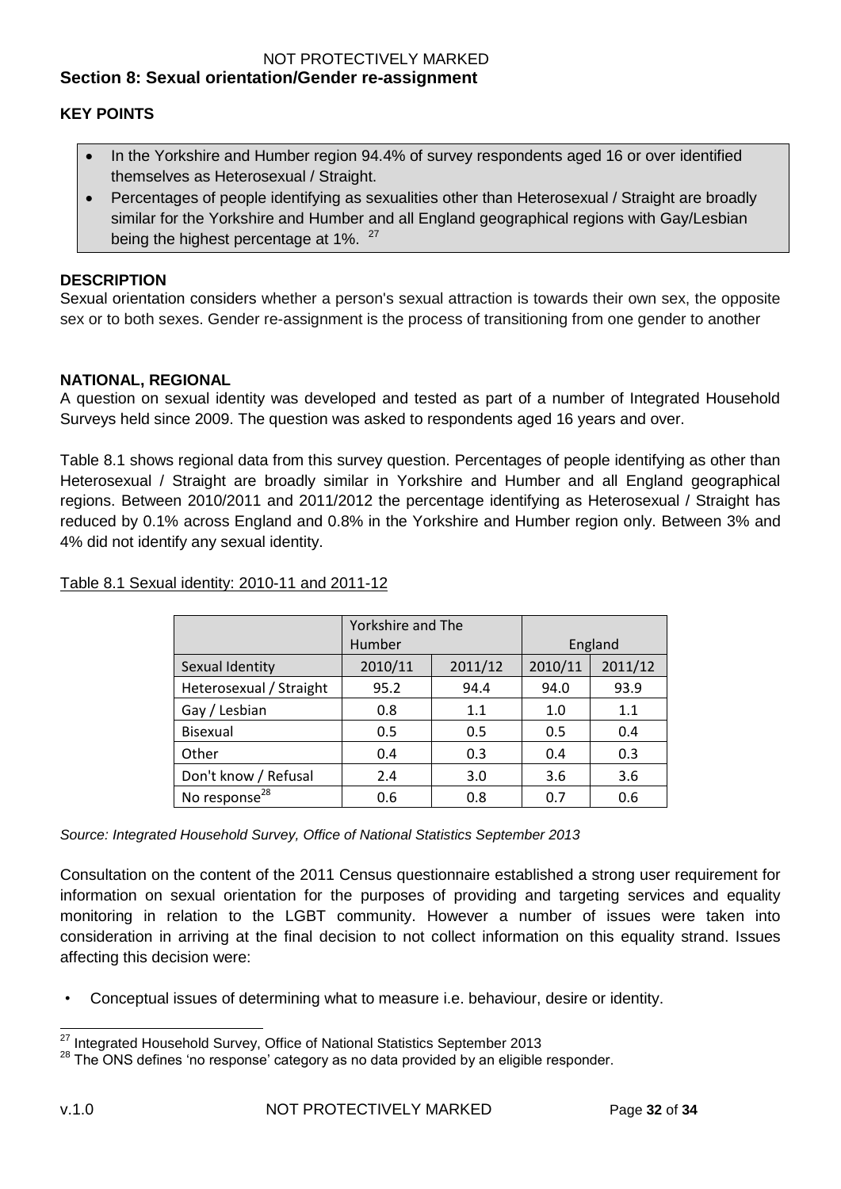## Section 8: Sexual orientation/Gender re-assignment

### KEY POINTS

- In the Yorkshire and Humber region 94.4% of survey respondents aged 16 or over identified themselves as Heterosexual / Straight.
- Percentages of people identifying as sexualities other than Heterosexual / Straight are broadly similar for the Yorkshire and Humber and all England geographical regions with Gay/Lesbian being the highest percentage at 1%. [27]

### DESCRIPTION

Sexual orientation considers whether a person's sexual attraction is towards their own sex, the opposite sex or to both sexes. Gender re-assignment is the process of transitioning from one gender to another

### NATIONAL, REGIONAL

A question on sexual identity was developed and tested as part of a number of Integrated Household Surveys held since 2009. The question was asked to respondents aged 16 years and over.

Table 8.1 shows regional data from this survey question. Percentages of people identifying as other than Heterosexual / Straight are broadly similar in Yorkshire and Humber and all England geographical regions. Between 2010/2011 and 2011/2012 the percentage identifying as Heterosexual / Straight has reduced by 0.1% across England and 0.8% in the Yorkshire and Humber region only. Between 3% and 4% did not identify any sexual identity.

Table 8.1 Sexual identity: 2010-11 and 2011-12

| | Yorkshire and The Humber | | England | |
|---|---|---|---|---|
| Sexual Identity | 2010/11 | 2011/12 | 2010/11 | 2011/12 |
| Heterosexual / Straight | 95.2 | 94.4 | 94.0 | 93.9 |
| Gay / Lesbian | 0.8 | 1.1 | 1.0 | 1.1 |
| Bisexual | 0.5 | 0.5 | 0.5 | 0.4 |
| Other | 0.4 | 0.3 | 0.4 | 0.3 |
| Don't know / Refusal | 2.4 | 3.0 | 3.6 | 3.6 |
| No response[28] | 0.6 | 0.8 | 0.7 | 0.6 |

*Source: Integrated Household Survey, Office of National Statistics September 2013*

Consultation on the content of the 2011 Census questionnaire established a strong user requirement for information on sexual orientation for the purposes of providing and targeting services and equality monitoring in relation to the LGBT community. However a number of issues were taken into consideration in arriving at the final decision to not collect information on this equality strand. Issues affecting this decision were:

- Conceptual issues of determining what to measure i.e. behaviour, desire or identity.

---

[27] Integrated Household Survey, Office of National Statistics September 2013

[28] The ONS defines 'no response' category as no data provided by an eligible responder.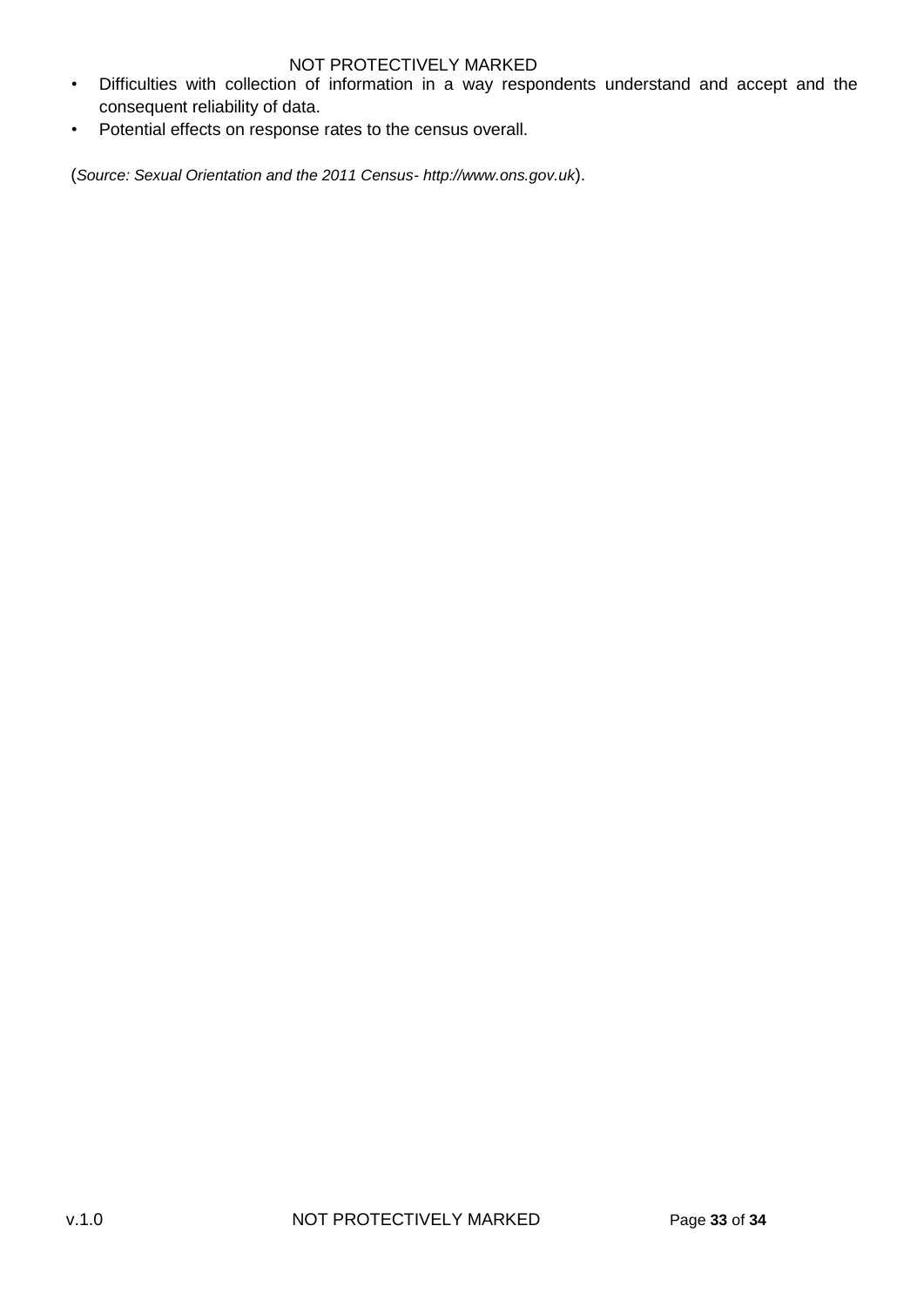- Difficulties with collection of information in a way respondents understand and accept and the consequent reliability of data.
- Potential effects on response rates to the census overall.

(*Source: Sexual Orientation and the 2011 Census- http://www.ons.gov.uk*).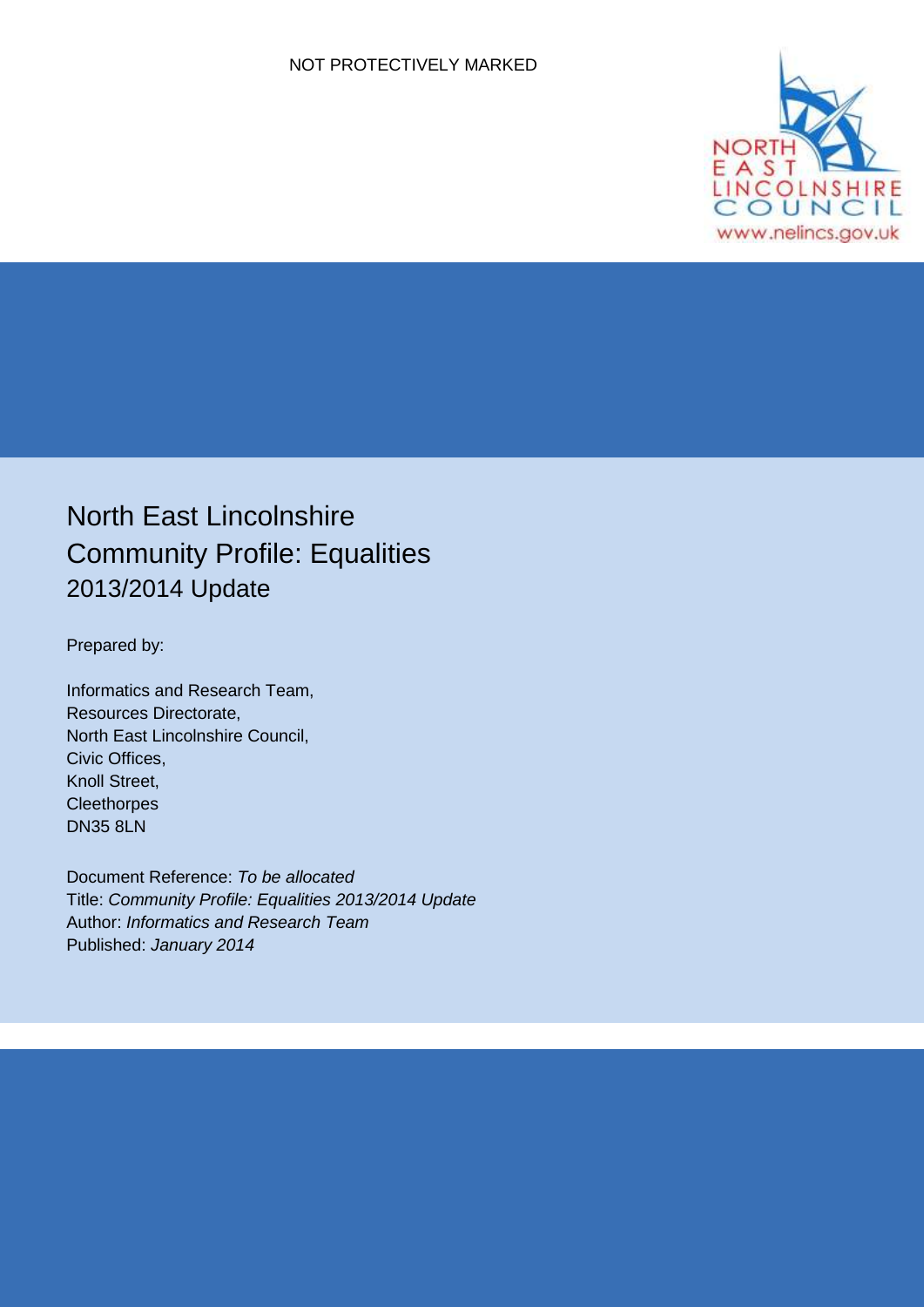NOT PROTECTIVELY MARKED

NORTH EAST LINCOLNSHIRE COUNCIL
www.nelincs.gov.uk

# North East Lincolnshire Community Profile: Equalities

## 2013/2014 Update

Prepared by:

Informatics and Research Team,
Resources Directorate,
North East Lincolnshire Council,
Civic Offices,
Knoll Street,
Cleethorpes
DN35 8LN

Document Reference: *To be allocated*
Title: *Community Profile: Equalities 2013/2014 Update*
Author: *Informatics and Research Team*
Published: *January 2014*